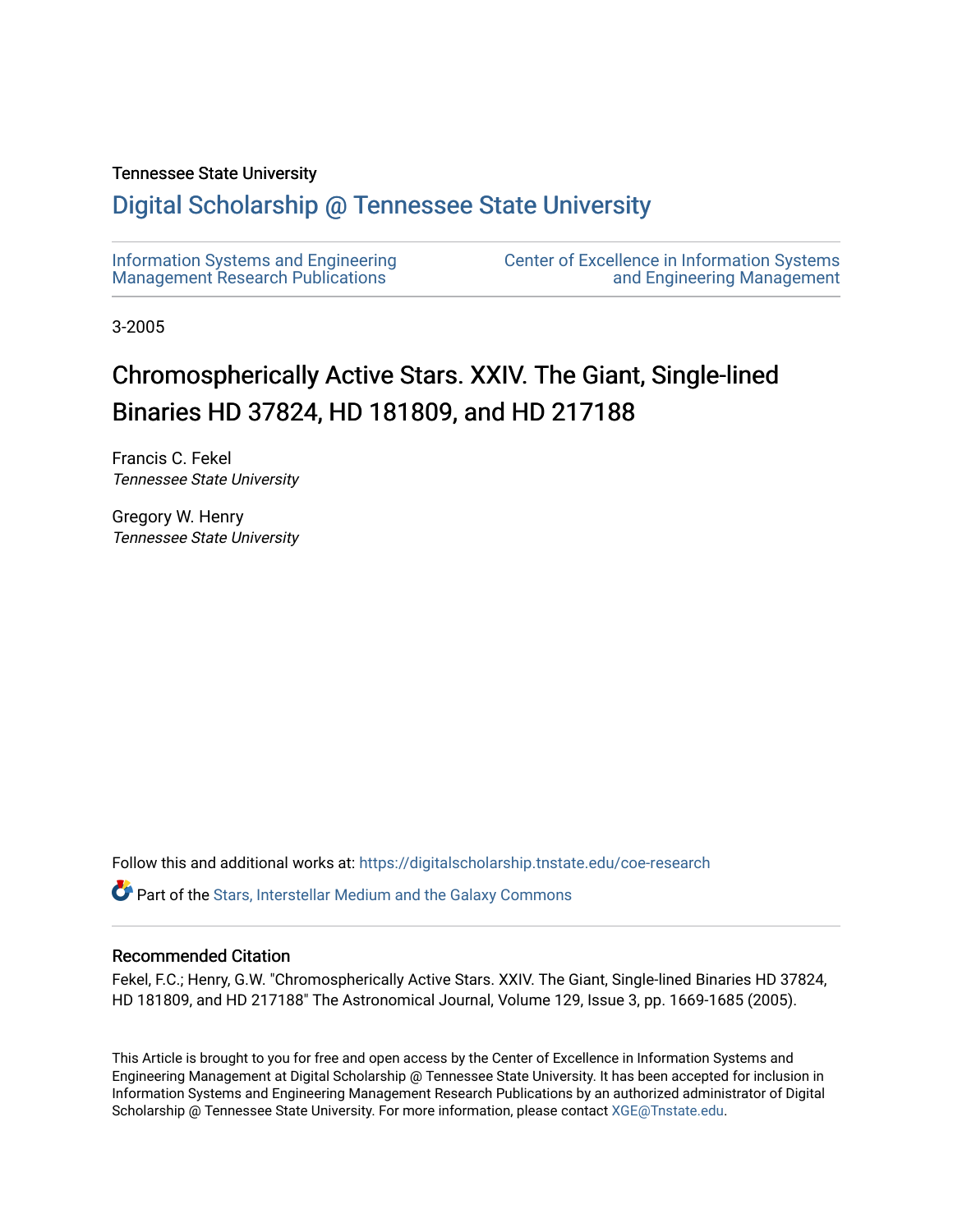Tennessee State University

# Digital Scholarship @ Tennessee State University

Information Systems and Engineering Management Research Publications

Center of Excellence in Information Systems and Engineering Management

3-2005

## Chromospherically Active Stars. XXIV. The Giant, Single-lined Binaries HD 37824, HD 181809, and HD 217188

Francis C. Fekel
*Tennessee State University*

Gregory W. Henry
*Tennessee State University*

Follow this and additional works at: https://digitalscholarship.tnstate.edu/coe-research

Part of the Stars, Interstellar Medium and the Galaxy Commons

### Recommended Citation

Fekel, F.C.; Henry, G.W. "Chromospherically Active Stars. XXIV. The Giant, Single-lined Binaries HD 37824, HD 181809, and HD 217188" The Astronomical Journal, Volume 129, Issue 3, pp. 1669-1685 (2005).

This Article is brought to you for free and open access by the Center of Excellence in Information Systems and Engineering Management at Digital Scholarship @ Tennessee State University. It has been accepted for inclusion in Information Systems and Engineering Management Research Publications by an authorized administrator of Digital Scholarship @ Tennessee State University. For more information, please contact XGE@Tnstate.edu.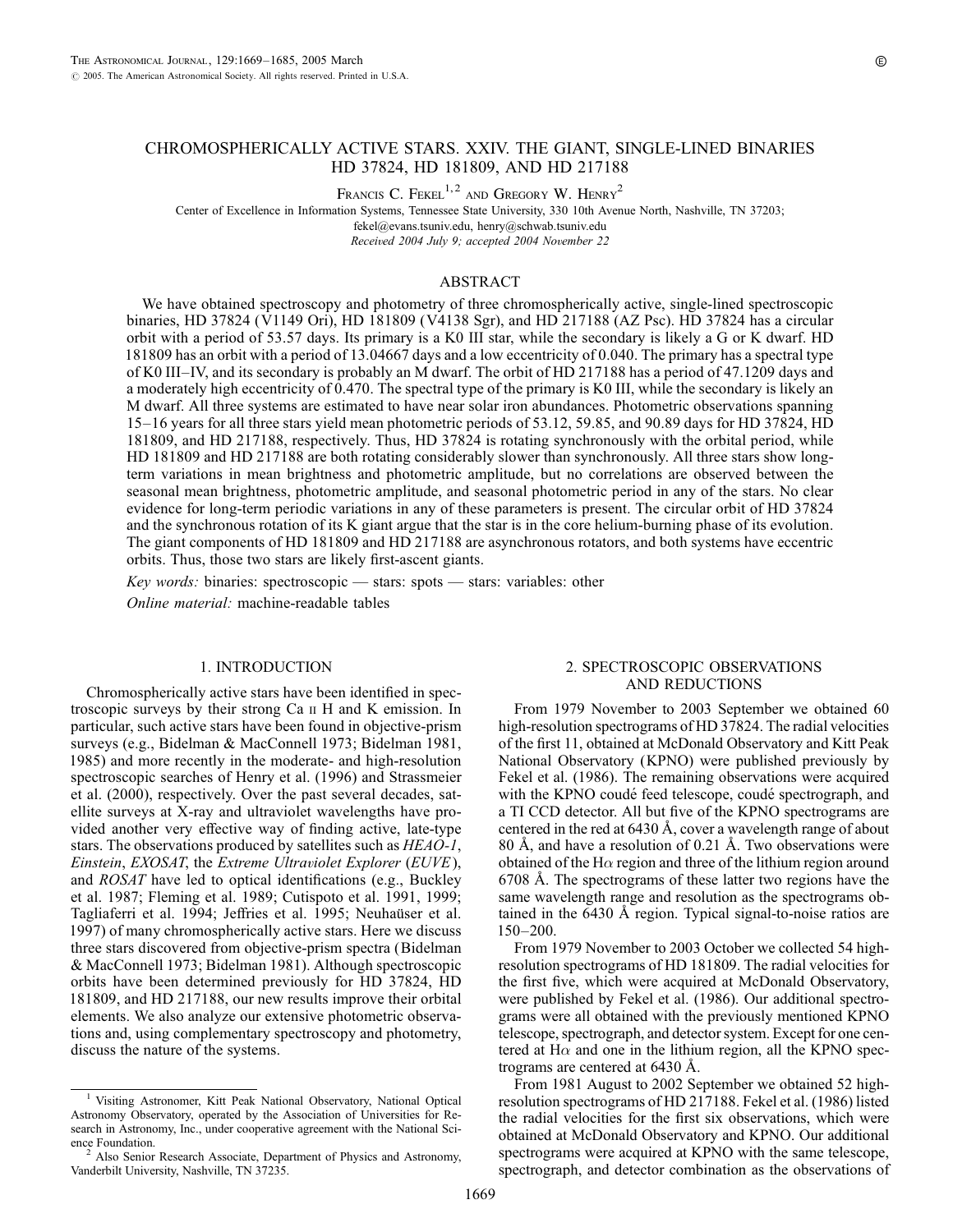# CHROMOSPHERICALLY ACTIVE STARS. XXIV. THE GIANT, SINGLE-LINED BINARIES HD 37824, HD 181809, AND HD 217188

Francis C. Fekel[1,2] and Gregory W. Henry[2]

Center of Excellence in Information Systems, Tennessee State University, 330 10th Avenue North, Nashville, TN 37203; fekel@evans.tsuniv.edu, henry@schwab.tsuniv.edu

*Received 2004 July 9; accepted 2004 November 22*

## ABSTRACT

We have obtained spectroscopy and photometry of three chromospherically active, single-lined spectroscopic binaries, HD 37824 (V1149 Ori), HD 181809 (V4138 Sgr), and HD 217188 (AZ Psc). HD 37824 has a circular orbit with a period of 53.57 days. Its primary is a K0 III star, while the secondary is likely a G or K dwarf. HD 181809 has an orbit with a period of 13.04667 days and a low eccentricity of 0.040. The primary has a spectral type of K0 III–IV, and its secondary is probably an M dwarf. The orbit of HD 217188 has a period of 47.1209 days and a moderately high eccentricity of 0.470. The spectral type of the primary is K0 III, while the secondary is likely an M dwarf. All three systems are estimated to have near solar iron abundances. Photometric observations spanning 15–16 years for all three stars yield mean photometric periods of 53.12, 59.85, and 90.89 days for HD 37824, HD 181809, and HD 217188, respectively. Thus, HD 37824 is rotating synchronously with the orbital period, while HD 181809 and HD 217188 are both rotating considerably slower than synchronously. All three stars show long-term variations in mean brightness and photometric amplitude, but no correlations are observed between the seasonal mean brightness, photometric amplitude, and seasonal photometric period in any of the stars. No clear evidence for long-term periodic variations in any of these parameters is present. The circular orbit of HD 37824 and the synchronous rotation of its K giant argue that the star is in the core helium-burning phase of its evolution. The giant components of HD 181809 and HD 217188 are asynchronous rotators, and both systems have eccentric orbits. Thus, those two stars are likely first-ascent giants.

*Key words:* binaries: spectroscopic — stars: spots — stars: variables: other

*Online material:* machine-readable tables

## 1. INTRODUCTION

Chromospherically active stars have been identified in spectroscopic surveys by their strong Ca II H and K emission. In particular, such active stars have been found in objective-prism surveys (e.g., Bidelman & MacConnell 1973; Bidelman 1981, 1985) and more recently in the moderate- and high-resolution spectroscopic searches of Henry et al. (1996) and Strassmeier et al. (2000), respectively. Over the past several decades, satellite surveys at X-ray and ultraviolet wavelengths have provided another very effective way of finding active, late-type stars. The observations produced by satellites such as *HEAO-1*, *Einstein*, *EXOSAT*, the *Extreme Ultraviolet Explorer* (*EUVE*), and *ROSAT* have led to optical identifications (e.g., Buckley et al. 1987; Fleming et al. 1989; Cutispoto et al. 1991, 1999; Tagliaferri et al. 1994; Jeffries et al. 1995; Neuhaüser et al. 1997) of many chromospherically active stars. Here we discuss three stars discovered from objective-prism spectra (Bidelman & MacConnell 1973; Bidelman 1981). Although spectroscopic orbits have been determined previously for HD 37824, HD 181809, and HD 217188, our new results improve their orbital elements. We also analyze our extensive photometric observations and, using complementary spectroscopy and photometry, discuss the nature of the systems.

## 2. SPECTROSCOPIC OBSERVATIONS AND REDUCTIONS

From 1979 November to 2003 September we obtained 60 high-resolution spectrograms of HD 37824. The radial velocities of the first 11, obtained at McDonald Observatory and Kitt Peak National Observatory (KPNO) were published previously by Fekel et al. (1986). The remaining observations were acquired with the KPNO coudé feed telescope, coudé spectrograph, and a TI CCD detector. All but five of the KPNO spectrograms are centered in the red at 6430 Å, cover a wavelength range of about 80 Å, and have a resolution of 0.21 Å. Two observations were obtained of the Hα region and three of the lithium region around 6708 Å. The spectrograms of these latter two regions have the same wavelength range and resolution as the spectrograms obtained in the 6430 Å region. Typical signal-to-noise ratios are 150–200.

From 1979 November to 2003 October we collected 54 high-resolution spectrograms of HD 181809. The radial velocities for the first five, which were acquired at McDonald Observatory, were published by Fekel et al. (1986). Our additional spectrograms were all obtained with the previously mentioned KPNO telescope, spectrograph, and detector system. Except for one centered at Hα and one in the lithium region, all the KPNO spectrograms are centered at 6430 Å.

From 1981 August to 2002 September we obtained 52 high-resolution spectrograms of HD 217188. Fekel et al. (1986) listed the radial velocities for the first six observations, which were obtained at McDonald Observatory and KPNO. Our additional spectrograms were acquired at KPNO with the same telescope, spectrograph, and detector combination as the observations of

---

[1] Visiting Astronomer, Kitt Peak National Observatory, National Optical Astronomy Observatory, operated by the Association of Universities for Research in Astronomy, Inc., under cooperative agreement with the National Science Foundation.

[2] Also Senior Research Associate, Department of Physics and Astronomy, Vanderbilt University, Nashville, TN 37235.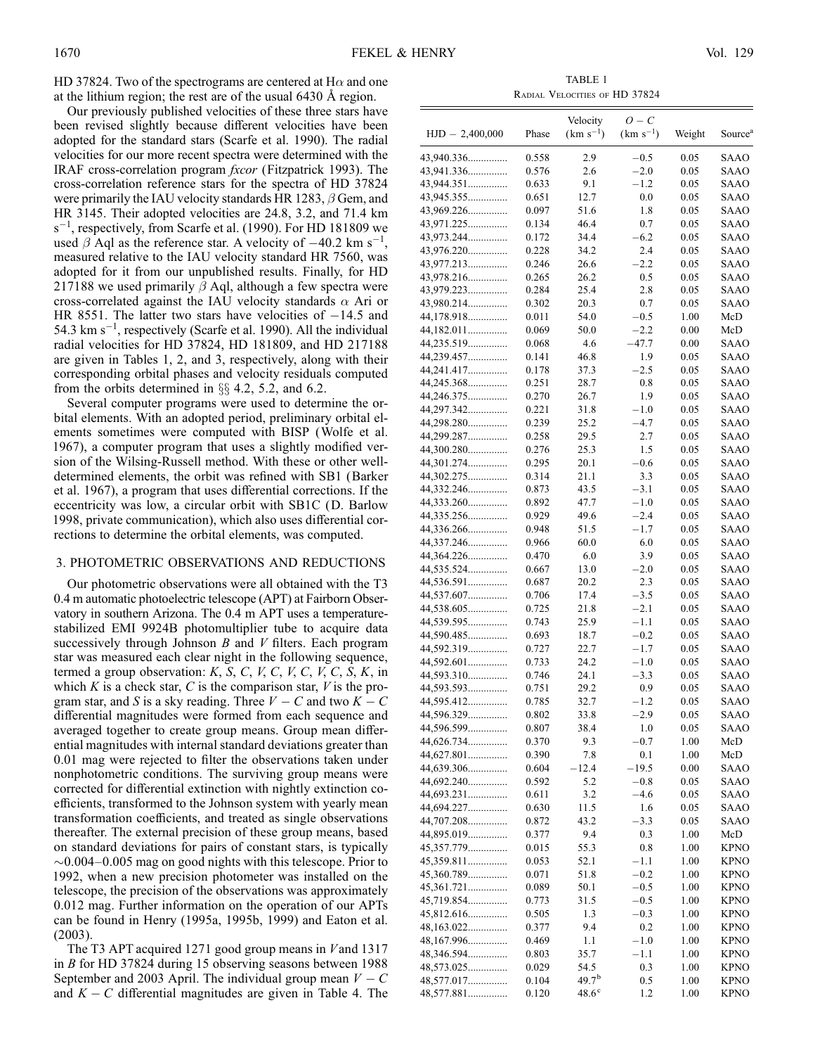HD 37824. Two of the spectrograms are centered at Hα and one at the lithium region; the rest are of the usual 6430 Å region.

Our previously published velocities of these three stars have been revised slightly because different velocities have been adopted for the standard stars (Scarfe et al. 1990). The radial velocities for our more recent spectra were determined with the IRAF cross-correlation program *fxcor* (Fitzpatrick 1993). The cross-correlation reference stars for the spectra of HD 37824 were primarily the IAU velocity standards HR 1283, β Gem, and HR 3145. Their adopted velocities are 24.8, 3.2, and 71.4 km $s^{-1}$, respectively, from Scarfe et al. (1990). For HD 181809 we used β Aql as the reference star. A velocity of −40.2 km $s^{-1}$, measured relative to the IAU velocity standard HR 7560, was adopted for it from our unpublished results. Finally, for HD 217188 we used primarily β Aql, although a few spectra were cross-correlated against the IAU velocity standards α Ari or HR 8551. The latter two stars have velocities of −14.5 and 54.3 km $s^{-1}$, respectively (Scarfe et al. 1990). All the individual radial velocities for HD 37824, HD 181809, and HD 217188 are given in Tables 1, 2, and 3, respectively, along with their corresponding orbital phases and velocity residuals computed from the orbits determined in §§ 4.2, 5.2, and 6.2.

Several computer programs were used to determine the orbital elements. With an adopted period, preliminary orbital elements sometimes were computed with BISP (Wolfe et al. 1967), a computer program that uses a slightly modified version of the Wilsing-Russell method. With these or other well-determined elements, the orbit was refined with SB1 (Barker et al. 1967), a program that uses differential corrections. If the eccentricity was low, a circular orbit with SB1C (D. Barlow 1998, private communication), which also uses differential corrections to determine the orbital elements, was computed.

## 3. PHOTOMETRIC OBSERVATIONS AND REDUCTIONS

Our photometric observations were all obtained with the T3 0.4 m automatic photoelectric telescope (APT) at Fairborn Observatory in southern Arizona. The 0.4 m APT uses a temperature-stabilized EMI 9924B photomultiplier tube to acquire data successively through Johnson *B* and *V* filters. Each program star was measured each clear night in the following sequence, termed a group observation: *K*, *S*, *C*, *V*, *C*, *V*, *C*, *V*, *C*, *S*, *K*, in which *K* is a check star, *C* is the comparison star, *V* is the program star, and *S* is a sky reading. Three $V-C$ and two $K-C$ differential magnitudes were formed from each sequence and averaged together to create group means. Group mean differential magnitudes with internal standard deviations greater than 0.01 mag were rejected to filter the observations taken under nonphotometric conditions. The surviving group means were corrected for differential extinction with nightly extinction coefficients, transformed to the Johnson system with yearly mean transformation coefficients, and treated as single observations thereafter. The external precision of these group means, based on standard deviations for pairs of constant stars, is typically ~0.004–0.005 mag on good nights with this telescope. Prior to 1992, when a new precision photometer was installed on the telescope, the precision of the observations was approximately 0.012 mag. Further information on the operation of our APTs can be found in Henry (1995a, 1995b, 1999) and Eaton et al. (2003).

The T3 APT acquired 1271 good group means in *V* and 1317 in *B* for HD 37824 during 15 observing seasons between 1988 September and 2003 April. The individual group mean $V-C$ and $K-C$ differential magnitudes are given in Table 4. The

TABLE 1

Radial Velocities of HD 37824

| HJD − 2,400,000 | Phase | Velocity (km $s^{-1}$) | $O-C$ (km $s^{-1}$) | Weight | Source[a] |
|---|---|---|---|---|---|
| 43,940.336 | 0.558 | 2.9 | −0.5 | 0.05 | SAAO |
| 43,941.336 | 0.576 | 2.6 | −2.0 | 0.05 | SAAO |
| 43,944.351 | 0.633 | 9.1 | −1.2 | 0.05 | SAAO |
| 43,945.355 | 0.651 | 12.7 | 0.0 | 0.05 | SAAO |
| 43,969.226 | 0.097 | 51.6 | 1.8 | 0.05 | SAAO |
| 43,971.225 | 0.134 | 46.4 | 0.7 | 0.05 | SAAO |
| 43,973.244 | 0.172 | 34.4 | −6.2 | 0.05 | SAAO |
| 43,976.220 | 0.228 | 34.2 | 2.4 | 0.05 | SAAO |
| 43,977.213 | 0.246 | 26.6 | −2.2 | 0.05 | SAAO |
| 43,978.216 | 0.265 | 26.2 | 0.5 | 0.05 | SAAO |
| 43,979.223 | 0.284 | 25.4 | 2.8 | 0.05 | SAAO |
| 43,980.214 | 0.302 | 20.3 | 0.7 | 0.05 | SAAO |
| 44,178.918 | 0.011 | 54.0 | −0.5 | 1.00 | McD |
| 44,182.011 | 0.069 | 50.0 | −2.2 | 0.00 | McD |
| 44,235.519 | 0.068 | 4.6 | −47.7 | 0.00 | SAAO |
| 44,239.457 | 0.141 | 46.8 | 1.9 | 0.05 | SAAO |
| 44,241.417 | 0.178 | 37.3 | −2.5 | 0.05 | SAAO |
| 44,245.368 | 0.251 | 28.7 | 0.8 | 0.05 | SAAO |
| 44,246.375 | 0.270 | 26.7 | 1.9 | 0.05 | SAAO |
| 44,297.342 | 0.221 | 31.8 | −1.0 | 0.05 | SAAO |
| 44,298.280 | 0.239 | 25.2 | −4.7 | 0.05 | SAAO |
| 44,299.287 | 0.258 | 29.5 | 2.7 | 0.05 | SAAO |
| 44,300.280 | 0.276 | 25.3 | 1.5 | 0.05 | SAAO |
| 44,301.274 | 0.295 | 20.1 | −0.6 | 0.05 | SAAO |
| 44,302.275 | 0.314 | 21.1 | 3.3 | 0.05 | SAAO |
| 44,332.246 | 0.873 | 43.5 | −3.1 | 0.05 | SAAO |
| 44,333.260 | 0.892 | 47.7 | −1.0 | 0.05 | SAAO |
| 44,335.256 | 0.929 | 49.6 | −2.4 | 0.05 | SAAO |
| 44,336.266 | 0.948 | 51.5 | −1.7 | 0.05 | SAAO |
| 44,337.246 | 0.966 | 60.0 | 6.0 | 0.05 | SAAO |
| 44,364.226 | 0.470 | 6.0 | 3.9 | 0.05 | SAAO |
| 44,535.524 | 0.667 | 13.0 | −2.0 | 0.05 | SAAO |
| 44,536.591 | 0.687 | 20.2 | 2.3 | 0.05 | SAAO |
| 44,537.607 | 0.706 | 17.4 | −3.5 | 0.05 | SAAO |
| 44,538.605 | 0.725 | 21.8 | −2.1 | 0.05 | SAAO |
| 44,539.595 | 0.743 | 25.9 | −1.1 | 0.05 | SAAO |
| 44,590.485 | 0.693 | 18.7 | −0.2 | 0.05 | SAAO |
| 44,592.319 | 0.727 | 22.7 | −1.7 | 0.05 | SAAO |
| 44,592.601 | 0.733 | 24.2 | −1.0 | 0.05 | SAAO |
| 44,593.310 | 0.746 | 24.1 | −3.3 | 0.05 | SAAO |
| 44,593.593 | 0.751 | 29.2 | 0.9 | 0.05 | SAAO |
| 44,595.412 | 0.785 | 32.7 | −1.2 | 0.05 | SAAO |
| 44,596.329 | 0.802 | 33.8 | −2.9 | 0.05 | SAAO |
| 44,596.599 | 0.807 | 38.4 | 1.0 | 0.05 | SAAO |
| 44,626.734 | 0.370 | 9.3 | −0.7 | 1.00 | McD |
| 44,627.801 | 0.390 | 7.8 | 0.1 | 1.00 | McD |
| 44,639.306 | 0.604 | −12.4 | −19.5 | 0.00 | SAAO |
| 44,692.240 | 0.592 | 5.2 | −0.8 | 0.05 | SAAO |
| 44,693.231 | 0.611 | 3.2 | −4.6 | 0.05 | SAAO |
| 44,694.227 | 0.630 | 11.5 | 1.6 | 0.05 | SAAO |
| 44,707.208 | 0.872 | 43.2 | −3.3 | 0.05 | SAAO |
| 44,895.019 | 0.377 | 9.4 | 0.3 | 1.00 | McD |
| 45,357.779 | 0.015 | 55.3 | 0.8 | 1.00 | KPNO |
| 45,359.811 | 0.053 | 52.1 | −1.1 | 1.00 | KPNO |
| 45,360.789 | 0.071 | 51.8 | −0.2 | 1.00 | KPNO |
| 45,361.721 | 0.089 | 50.1 | −0.5 | 1.00 | KPNO |
| 45,719.854 | 0.773 | 31.5 | −0.5 | 1.00 | KPNO |
| 45,812.616 | 0.505 | 1.3 | −0.3 | 1.00 | KPNO |
| 48,163.022 | 0.377 | 9.4 | 0.2 | 1.00 | KPNO |
| 48,167.996 | 0.469 | 1.1 | −1.0 | 1.00 | KPNO |
| 48,346.594 | 0.803 | 35.7 | −1.1 | 1.00 | KPNO |
| 48,573.025 | 0.029 | 54.5 | 0.3 | 1.00 | KPNO |
| 48,577.017 | 0.104 | 49.7[b] | 0.5 | 1.00 | KPNO |
| 48,577.881 | 0.120 | 48.6[c] | 1.2 | 1.00 | KPNO |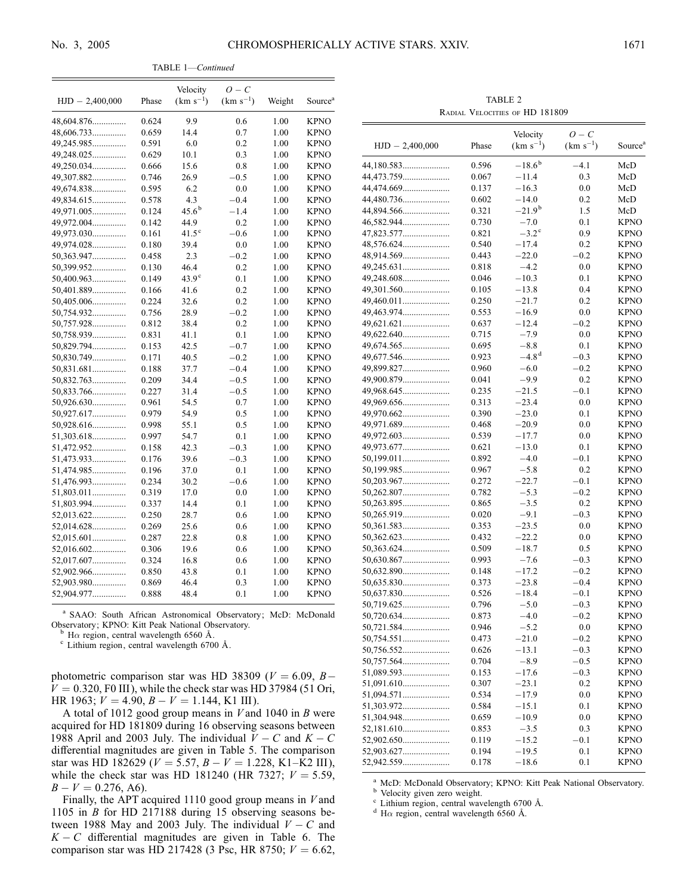TABLE 1—*Continued*

| HJD − 2,400,000 | Phase | Velocity (km s$^{-1}$) | $O-C$ (km s$^{-1}$) | Weight | Source[a] |
|---|---|---|---|---|---|
| 48,604.876 | 0.624 | 9.9 | 0.6 | 1.00 | KPNO |
| 48,606.733 | 0.659 | 14.4 | 0.7 | 1.00 | KPNO |
| 49,245.985 | 0.591 | 6.0 | 0.2 | 1.00 | KPNO |
| 49,248.025 | 0.629 | 10.1 | 0.3 | 1.00 | KPNO |
| 49,250.034 | 0.666 | 15.6 | 0.8 | 1.00 | KPNO |
| 49,307.882 | 0.746 | 26.9 | −0.5 | 1.00 | KPNO |
| 49,674.838 | 0.595 | 6.2 | 0.0 | 1.00 | KPNO |
| 49,834.615 | 0.578 | 4.3 | −0.4 | 1.00 | KPNO |
| 49,971.005 | 0.124 | 45.6[b] | −1.4 | 1.00 | KPNO |
| 49,972.004 | 0.142 | 44.9 | 0.2 | 1.00 | KPNO |
| 49,973.030 | 0.161 | 41.5[c] | −0.6 | 1.00 | KPNO |
| 49,974.028 | 0.180 | 39.4 | 0.0 | 1.00 | KPNO |
| 50,363.947 | 0.458 | 2.3 | −0.2 | 1.00 | KPNO |
| 50,399.952 | 0.130 | 46.4 | 0.2 | 1.00 | KPNO |
| 50,400.963 | 0.149 | 43.9[c] | 0.1 | 1.00 | KPNO |
| 50,401.889 | 0.166 | 41.6 | 0.2 | 1.00 | KPNO |
| 50,405.006 | 0.224 | 32.6 | 0.2 | 1.00 | KPNO |
| 50,754.932 | 0.756 | 28.9 | −0.2 | 1.00 | KPNO |
| 50,757.928 | 0.812 | 38.4 | 0.2 | 1.00 | KPNO |
| 50,758.939 | 0.831 | 41.1 | 0.1 | 1.00 | KPNO |
| 50,829.794 | 0.153 | 42.5 | −0.7 | 1.00 | KPNO |
| 50,830.749 | 0.171 | 40.5 | −0.2 | 1.00 | KPNO |
| 50,831.681 | 0.188 | 37.7 | −0.4 | 1.00 | KPNO |
| 50,832.763 | 0.209 | 34.4 | −0.5 | 1.00 | KPNO |
| 50,833.766 | 0.227 | 31.4 | −0.5 | 1.00 | KPNO |
| 50,926.630 | 0.961 | 54.5 | 0.7 | 1.00 | KPNO |
| 50,927.617 | 0.979 | 54.9 | 0.5 | 1.00 | KPNO |
| 50,928.616 | 0.998 | 55.1 | 0.5 | 1.00 | KPNO |
| 51,303.618 | 0.997 | 54.7 | 0.1 | 1.00 | KPNO |
| 51,472.952 | 0.158 | 42.3 | −0.3 | 1.00 | KPNO |
| 51,473.933 | 0.176 | 39.6 | −0.3 | 1.00 | KPNO |
| 51,474.985 | 0.196 | 37.0 | 0.1 | 1.00 | KPNO |
| 51,476.993 | 0.234 | 30.2 | −0.6 | 1.00 | KPNO |
| 51,803.011 | 0.319 | 17.0 | 0.0 | 1.00 | KPNO |
| 51,803.994 | 0.337 | 14.4 | 0.1 | 1.00 | KPNO |
| 52,013.622 | 0.250 | 28.7 | 0.6 | 1.00 | KPNO |
| 52,014.628 | 0.269 | 25.6 | 0.6 | 1.00 | KPNO |
| 52,015.601 | 0.287 | 22.8 | 0.8 | 1.00 | KPNO |
| 52,016.602 | 0.306 | 19.6 | 0.6 | 1.00 | KPNO |
| 52,017.607 | 0.324 | 16.8 | 0.6 | 1.00 | KPNO |
| 52,902.966 | 0.850 | 43.8 | 0.1 | 1.00 | KPNO |
| 52,903.980 | 0.869 | 46.4 | 0.3 | 1.00 | KPNO |
| 52,904.977 | 0.888 | 48.4 | 0.1 | 1.00 | KPNO |

[a] SAAO: South African Astronomical Observatory; McD: McDonald Observatory; KPNO: Kitt Peak National Observatory.
[b] Hα region, central wavelength 6560 Å.
[c] Lithium region, central wavelength 6700 Å.

photometric comparison star was HD 38309 ($V = 6.09$, $B-V = 0.320$, F0 III), while the check star was HD 37984 (51 Ori, HR 1963; $V = 4.90$, $B-V = 1.144$, K1 III).

A total of 1012 good group means in $V$ and 1040 in $B$ were acquired for HD 181809 during 16 observing seasons between 1988 April and 2003 July. The individual $V-C$ and $K-C$ differential magnitudes are given in Table 5. The comparison star was HD 182629 ($V = 5.57$, $B-V = 1.228$, K1–K2 III), while the check star was HD 181240 (HR 7327; $V = 5.59$, $B-V = 0.276$, A6).

Finally, the APT acquired 1110 good group means in $V$ and 1105 in $B$ for HD 217188 during 15 observing seasons between 1988 May and 2003 July. The individual $V-C$ and $K-C$ differential magnitudes are given in Table 6. The comparison star was HD 217428 (3 Psc, HR 8750; $V = 6.62$,

TABLE 2
Radial Velocities of HD 181809

| HJD − 2,400,000 | Phase | Velocity (km s$^{-1}$) | $O-C$ (km s$^{-1}$) | Source[a] |
|---|---|---|---|---|
| 44,180.583 | 0.596 | −18.6[b] | −4.1 | McD |
| 44,473.759 | 0.067 | −11.4 | 0.3 | McD |
| 44,474.669 | 0.137 | −16.3 | 0.0 | McD |
| 44,480.736 | 0.602 | −14.0 | 0.2 | McD |
| 44,894.566 | 0.321 | −21.9[b] | 1.5 | McD |
| 46,582.944 | 0.730 | −7.0 | 0.1 | KPNO |
| 47,823.577 | 0.821 | −3.2[c] | 0.9 | KPNO |
| 48,576.624 | 0.540 | −17.4 | 0.2 | KPNO |
| 48,914.569 | 0.443 | −22.0 | −0.2 | KPNO |
| 49,245.631 | 0.818 | −4.2 | 0.0 | KPNO |
| 49,248.608 | 0.046 | −10.3 | 0.1 | KPNO |
| 49,301.560 | 0.105 | −13.8 | 0.4 | KPNO |
| 49,460.011 | 0.250 | −21.7 | 0.2 | KPNO |
| 49,463.974 | 0.553 | −16.9 | 0.0 | KPNO |
| 49,621.621 | 0.637 | −12.4 | −0.2 | KPNO |
| 49,622.640 | 0.715 | −7.9 | 0.0 | KPNO |
| 49,674.565 | 0.695 | −8.8 | 0.1 | KPNO |
| 49,677.546 | 0.923 | −4.8[d] | −0.3 | KPNO |
| 49,899.827 | 0.960 | −6.0 | −0.2 | KPNO |
| 49,900.879 | 0.041 | −9.9 | 0.2 | KPNO |
| 49,968.645 | 0.235 | −21.5 | −0.1 | KPNO |
| 49,969.656 | 0.313 | −23.4 | 0.0 | KPNO |
| 49,970.662 | 0.390 | −23.0 | 0.1 | KPNO |
| 49,971.689 | 0.468 | −20.9 | 0.0 | KPNO |
| 49,972.603 | 0.539 | −17.7 | 0.0 | KPNO |
| 49,973.677 | 0.621 | −13.0 | 0.1 | KPNO |
| 50,199.011 | 0.892 | −4.0 | −0.1 | KPNO |
| 50,199.985 | 0.967 | −5.8 | 0.2 | KPNO |
| 50,203.967 | 0.272 | −22.7 | −0.1 | KPNO |
| 50,262.807 | 0.782 | −5.3 | −0.2 | KPNO |
| 50,263.895 | 0.865 | −3.5 | 0.2 | KPNO |
| 50,265.919 | 0.020 | −9.1 | −0.3 | KPNO |
| 50,361.583 | 0.353 | −23.5 | 0.0 | KPNO |
| 50,362.623 | 0.432 | −22.2 | 0.0 | KPNO |
| 50,363.624 | 0.509 | −18.7 | 0.5 | KPNO |
| 50,630.867 | 0.993 | −7.6 | −0.3 | KPNO |
| 50,632.890 | 0.148 | −17.2 | −0.2 | KPNO |
| 50,635.830 | 0.373 | −23.8 | −0.4 | KPNO |
| 50,637.830 | 0.526 | −18.4 | −0.1 | KPNO |
| 50,719.625 | 0.796 | −5.0 | −0.3 | KPNO |
| 50,720.634 | 0.873 | −4.0 | −0.2 | KPNO |
| 50,721.584 | 0.946 | −5.2 | 0.0 | KPNO |
| 50,754.551 | 0.473 | −21.0 | −0.2 | KPNO |
| 50,756.552 | 0.626 | −13.1 | −0.3 | KPNO |
| 50,757.564 | 0.704 | −8.9 | −0.5 | KPNO |
| 51,089.593 | 0.153 | −17.6 | −0.3 | KPNO |
| 51,091.610 | 0.307 | −23.1 | 0.2 | KPNO |
| 51,094.571 | 0.534 | −17.9 | 0.0 | KPNO |
| 51,303.972 | 0.584 | −15.1 | 0.1 | KPNO |
| 51,304.948 | 0.659 | −10.9 | 0.0 | KPNO |
| 52,181.610 | 0.853 | −3.5 | 0.3 | KPNO |
| 52,902.650 | 0.119 | −15.2 | −0.1 | KPNO |
| 52,903.627 | 0.194 | −19.5 | 0.1 | KPNO |
| 52,942.559 | 0.178 | −18.6 | 0.1 | KPNO |

[a] McD: McDonald Observatory; KPNO: Kitt Peak National Observatory.
[b] Velocity given zero weight.
[c] Lithium region, central wavelength 6700 Å.
[d] Hα region, central wavelength 6560 Å.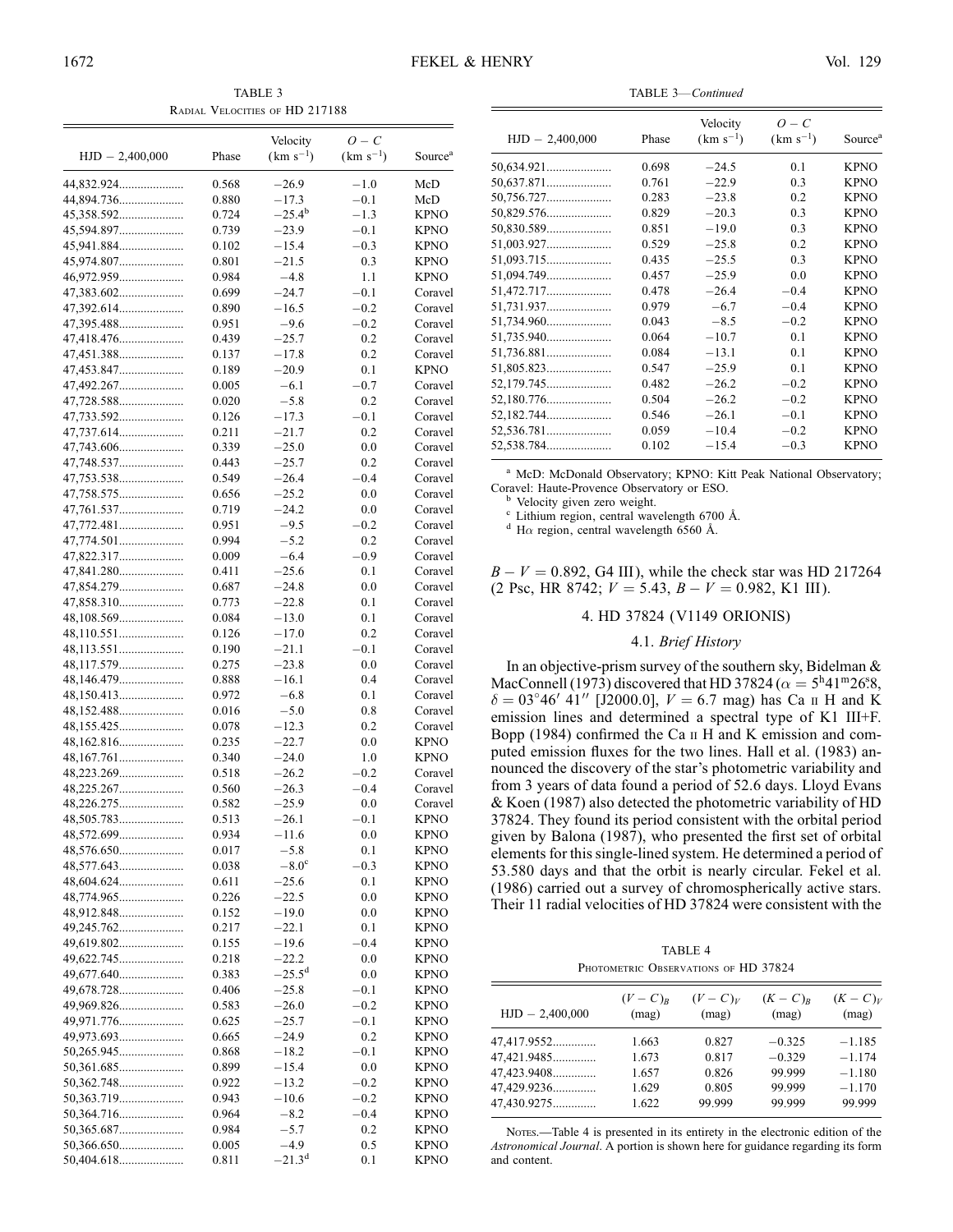TABLE 3
Radial Velocities of HD 217188

| HJD − 2,400,000 | Phase | Velocity (km s$^{-1}$) | $O-C$ (km s$^{-1}$) | Source[a] |
|---|---|---|---|---|
| 44,832.924 | 0.568 | −26.9 | −1.0 | McD |
| 44,894.736 | 0.880 | −17.3 | −0.1 | McD |
| 45,358.592 | 0.724 | −25.4[b] | −1.3 | KPNO |
| 45,594.897 | 0.739 | −23.9 | −0.1 | KPNO |
| 45,941.884 | 0.102 | −15.4 | −0.3 | KPNO |
| 45,974.807 | 0.801 | −21.5 | 0.3 | KPNO |
| 46,972.959 | 0.984 | −4.8 | 1.1 | KPNO |
| 47,383.602 | 0.699 | −24.7 | −0.1 | Coravel |
| 47,392.614 | 0.890 | −16.5 | −0.2 | Coravel |
| 47,395.488 | 0.951 | −9.6 | −0.2 | Coravel |
| 47,418.476 | 0.439 | −25.7 | 0.2 | Coravel |
| 47,451.388 | 0.137 | −17.8 | 0.2 | Coravel |
| 47,453.847 | 0.189 | −20.9 | 0.1 | KPNO |
| 47,492.267 | 0.005 | −6.1 | −0.7 | Coravel |
| 47,728.588 | 0.020 | −5.8 | 0.2 | Coravel |
| 47,733.592 | 0.126 | −17.3 | −0.1 | Coravel |
| 47,737.614 | 0.211 | −21.7 | 0.2 | Coravel |
| 47,743.606 | 0.339 | −25.0 | 0.0 | Coravel |
| 47,748.537 | 0.443 | −25.7 | 0.2 | Coravel |
| 47,753.538 | 0.549 | −26.4 | −0.4 | Coravel |
| 47,758.575 | 0.656 | −25.2 | 0.0 | Coravel |
| 47,761.537 | 0.719 | −24.2 | 0.0 | Coravel |
| 47,772.481 | 0.951 | −9.5 | −0.2 | Coravel |
| 47,774.501 | 0.994 | −5.2 | 0.2 | Coravel |
| 47,822.317 | 0.009 | −6.4 | −0.9 | Coravel |
| 47,841.280 | 0.411 | −25.6 | 0.1 | Coravel |
| 47,854.279 | 0.687 | −24.8 | 0.0 | Coravel |
| 47,858.310 | 0.773 | −22.8 | 0.1 | Coravel |
| 48,108.569 | 0.084 | −13.0 | 0.1 | Coravel |
| 48,110.551 | 0.126 | −17.0 | 0.2 | Coravel |
| 48,113.551 | 0.190 | −21.1 | −0.1 | Coravel |
| 48,117.579 | 0.275 | −23.8 | 0.0 | Coravel |
| 48,146.479 | 0.888 | −16.1 | 0.4 | Coravel |
| 48,150.413 | 0.972 | −6.8 | 0.1 | Coravel |
| 48,152.488 | 0.016 | −5.0 | 0.8 | Coravel |
| 48,155.425 | 0.078 | −12.3 | 0.2 | Coravel |
| 48,162.816 | 0.235 | −22.7 | 0.0 | KPNO |
| 48,167.761 | 0.340 | −24.0 | 1.0 | KPNO |
| 48,223.269 | 0.518 | −26.2 | −0.2 | Coravel |
| 48,225.267 | 0.560 | −26.3 | −0.4 | Coravel |
| 48,226.275 | 0.582 | −25.9 | 0.0 | Coravel |
| 48,505.783 | 0.513 | −26.1 | −0.1 | KPNO |
| 48,572.699 | 0.934 | −11.6 | 0.0 | KPNO |
| 48,576.650 | 0.017 | −5.8 | 0.1 | KPNO |
| 48,577.643 | 0.038 | −8.0[c] | −0.3 | KPNO |
| 48,604.624 | 0.611 | −25.6 | 0.1 | KPNO |
| 48,774.965 | 0.226 | −22.5 | 0.0 | KPNO |
| 48,912.848 | 0.152 | −19.0 | 0.0 | KPNO |
| 49,245.762 | 0.217 | −22.1 | 0.1 | KPNO |
| 49,619.802 | 0.155 | −19.6 | −0.4 | KPNO |
| 49,622.745 | 0.218 | −22.2 | 0.0 | KPNO |
| 49,677.640 | 0.383 | −25.5[d] | 0.0 | KPNO |
| 49,678.728 | 0.406 | −25.8 | −0.1 | KPNO |
| 49,969.826 | 0.583 | −26.0 | −0.2 | KPNO |
| 49,971.776 | 0.625 | −25.7 | −0.1 | KPNO |
| 49,973.693 | 0.665 | −24.9 | 0.2 | KPNO |
| 50,265.945 | 0.868 | −18.2 | −0.1 | KPNO |
| 50,361.685 | 0.899 | −15.4 | 0.0 | KPNO |
| 50,362.748 | 0.922 | −13.2 | −0.2 | KPNO |
| 50,363.719 | 0.943 | −10.6 | −0.2 | KPNO |
| 50,364.716 | 0.964 | −8.2 | −0.4 | KPNO |
| 50,365.687 | 0.984 | −5.7 | 0.2 | KPNO |
| 50,366.650 | 0.005 | −4.9 | 0.5 | KPNO |
| 50,404.618 | 0.811 | −21.3[d] | 0.1 | KPNO |
| 50,634.921 | 0.698 | −24.5 | 0.1 | KPNO |
| 50,637.871 | 0.761 | −22.9 | 0.3 | KPNO |
| 50,756.727 | 0.283 | −23.8 | 0.2 | KPNO |
| 50,829.576 | 0.829 | −20.3 | 0.3 | KPNO |
| 50,830.589 | 0.851 | −19.0 | 0.3 | KPNO |
| 51,003.927 | 0.529 | −25.8 | 0.2 | KPNO |
| 51,093.715 | 0.435 | −25.5 | 0.3 | KPNO |
| 51,094.749 | 0.457 | −25.9 | 0.0 | KPNO |
| 51,472.717 | 0.478 | −26.4 | −0.4 | KPNO |
| 51,731.937 | 0.979 | −6.7 | −0.4 | KPNO |
| 51,734.960 | 0.043 | −8.5 | −0.2 | KPNO |
| 51,735.940 | 0.064 | −10.7 | 0.1 | KPNO |
| 51,736.881 | 0.084 | −13.1 | 0.1 | KPNO |
| 51,805.823 | 0.547 | −25.9 | 0.1 | KPNO |
| 52,179.745 | 0.482 | −26.2 | −0.2 | KPNO |
| 52,180.776 | 0.504 | −26.2 | −0.2 | KPNO |
| 52,182.744 | 0.546 | −26.1 | −0.1 | KPNO |
| 52,536.781 | 0.059 | −10.4 | −0.2 | KPNO |
| 52,538.784 | 0.102 | −15.4 | −0.3 | KPNO |

[a] McD: McDonald Observatory; KPNO: Kitt Peak National Observatory; Coravel: Haute-Provence Observatory or ESO.
[b] Velocity given zero weight.
[c] Lithium region, central wavelength 6700 Å.
[d] H$\alpha$ region, central wavelength 6560 Å.

$B-V = 0.892$, G4 III), while the check star was HD 217264 (2 Psc, HR 8742; $V = 5.43$, $B-V = 0.982$, K1 III).

## 4. HD 37824 (V1149 ORIONIS)

### 4.1. *Brief History*

In an objective-prism survey of the southern sky, Bidelman & MacConnell (1973) discovered that HD 37824 ($\alpha = 5^{\rm h}41^{\rm m}26\overset{\rm s}{.}8$, $\delta = 03°46' 41''$ [J2000.0], $V = 6.7$ mag) has Ca II H and K emission lines and determined a spectral type of K1 III+F. Bopp (1984) confirmed the Ca II H and K emission and computed emission fluxes for the two lines. Hall et al. (1983) announced the discovery of the star's photometric variability and from 3 years of data found a period of 52.6 days. Lloyd Evans & Koen (1987) also detected the photometric variability of HD 37824. They found its period consistent with the orbital period given by Balona (1987), who presented the first set of orbital elements for this single-lined system. He determined a period of 53.580 days and that the orbit is nearly circular. Fekel et al. (1986) carried out a survey of chromospherically active stars. Their 11 radial velocities of HD 37824 were consistent with the

TABLE 4
Photometric Observations of HD 37824

| HJD − 2,400,000 | $(V-C)_B$ (mag) | $(V-C)_V$ (mag) | $(K-C)_B$ (mag) | $(K-C)_V$ (mag) |
|---|---|---|---|---|
| 47,417.9552 | 1.663 | 0.827 | −0.325 | −1.185 |
| 47,421.9485 | 1.673 | 0.817 | −0.329 | −1.174 |
| 47,423.9408 | 1.657 | 0.826 | 99.999 | −1.180 |
| 47,429.9236 | 1.629 | 0.805 | 99.999 | −1.170 |
| 47,430.9275 | 1.622 | 99.999 | 99.999 | 99.999 |

Notes.—Table 4 is presented in its entirety in the electronic edition of the *Astronomical Journal*. A portion is shown here for guidance regarding its form and content.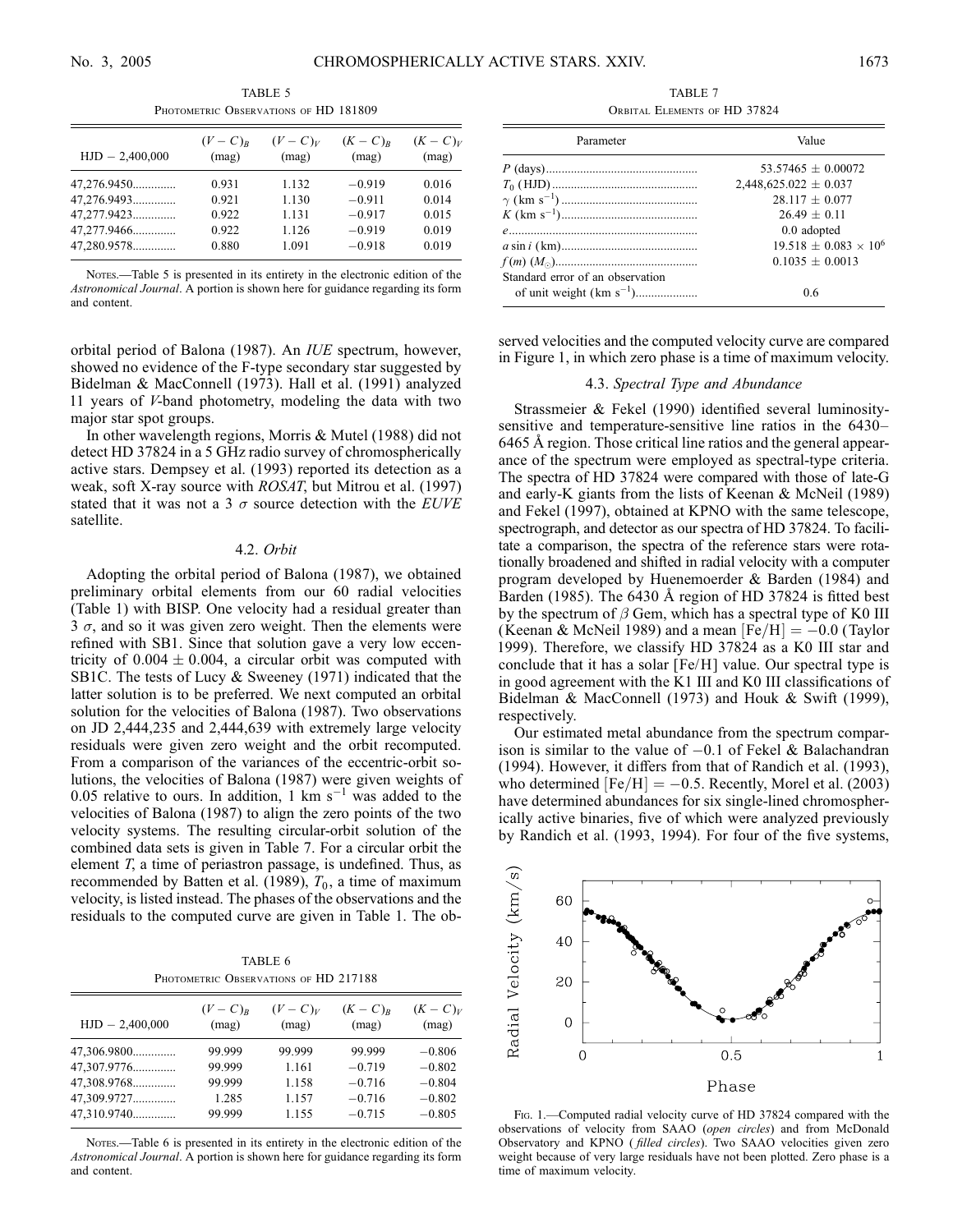TABLE 5

Photometric Observations of HD 181809

| HJD − 2,400,000 | $(V-C)_B$ (mag) | $(V-C)_V$ (mag) | $(K-C)_B$ (mag) | $(K-C)_V$ (mag) |
|---|---|---|---|---|
| 47,276.9450.............. | 0.931 | 1.132 | −0.919 | 0.016 |
| 47,276.9493.............. | 0.921 | 1.130 | −0.911 | 0.014 |
| 47,277.9423.............. | 0.922 | 1.131 | −0.917 | 0.015 |
| 47,277.9466.............. | 0.922 | 1.126 | −0.919 | 0.019 |
| 47,280.9578.............. | 0.880 | 1.091 | −0.918 | 0.019 |

Notes.—Table 5 is presented in its entirety in the electronic edition of the *Astronomical Journal*. A portion is shown here for guidance regarding its form and content.

orbital period of Balona (1987). An *IUE* spectrum, however, showed no evidence of the F-type secondary star suggested by Bidelman & MacConnell (1973). Hall et al. (1991) analyzed 11 years of *V*-band photometry, modeling the data with two major star spot groups.

In other wavelength regions, Morris & Mutel (1988) did not detect HD 37824 in a 5 GHz radio survey of chromospherically active stars. Dempsey et al. (1993) reported its detection as a weak, soft X-ray source with *ROSAT*, but Mitrou et al. (1997) stated that it was not a 3 $\sigma$ source detection with the *EUVE* satellite.

### 4.2. *Orbit*

Adopting the orbital period of Balona (1987), we obtained preliminary orbital elements from our 60 radial velocities (Table 1) with BISP. One velocity had a residual greater than 3 $\sigma$, and so it was given zero weight. Then the elements were refined with SB1. Since that solution gave a very low eccentricity of $0.004 \pm 0.004$, a circular orbit was computed with SB1C. The tests of Lucy & Sweeney (1971) indicated that the latter solution is to be preferred. We next computed an orbital solution for the velocities of Balona (1987). Two observations on JD 2,444,235 and 2,444,639 with extremely large velocity residuals were given zero weight and the orbit recomputed. From a comparison of the variances of the eccentric-orbit solutions, the velocities of Balona (1987) were given weights of 0.05 relative to ours. In addition, 1 km s$^{-1}$ was added to the velocities of Balona (1987) to align the zero points of the two velocity systems. The resulting circular-orbit solution of the combined data sets is given in Table 7. For a circular orbit the element *T*, a time of periastron passage, is undefined. Thus, as recommended by Batten et al. (1989), $T_0$, a time of maximum velocity, is listed instead. The phases of the observations and the residuals to the computed curve are given in Table 1. The observed velocities and the computed velocity curve are compared in Figure 1, in which zero phase is a time of maximum velocity.

TABLE 6

Photometric Observations of HD 217188

| HJD − 2,400,000 | $(V-C)_B$ (mag) | $(V-C)_V$ (mag) | $(K-C)_B$ (mag) | $(K-C)_V$ (mag) |
|---|---|---|---|---|
| 47,306.9800.............. | 99.999 | 99.999 | 99.999 | −0.806 |
| 47,307.9776.............. | 99.999 | 1.161 | −0.719 | −0.802 |
| 47,308.9768.............. | 99.999 | 1.158 | −0.716 | −0.804 |
| 47,309.9727.............. | 1.285 | 1.157 | −0.716 | −0.802 |
| 47,310.9740.............. | 99.999 | 1.155 | −0.715 | −0.805 |

Notes.—Table 6 is presented in its entirety in the electronic edition of the *Astronomical Journal*. A portion is shown here for guidance regarding its form and content.

TABLE 7

Orbital Elements of HD 37824

| Parameter | Value |
|---|---|
| *P* (days)................................................ | $53.57465 \pm 0.00072$ |
| $T_0$ (HJD).............................................. | $2{,}448{,}625.022 \pm 0.037$ |
| $\gamma$ (km s$^{-1}$)........................................... | $28.117 \pm 0.077$ |
| *K* (km s$^{-1}$)........................................... | $26.49 \pm 0.11$ |
| *e*............................................................ | 0.0 adopted |
| *a* sin *i* (km)........................................... | $19.518 \pm 0.083 \times 10^6$ |
| *f*(*m*) ($M_\odot$)............................................. | $0.1035 \pm 0.0013$ |
| Standard error of an observation of unit weight (km s$^{-1}$).................... | 0.6 |

### 4.3. *Spectral Type and Abundance*

Strassmeier & Fekel (1990) identified several luminosity-sensitive and temperature-sensitive line ratios in the 6430–6465 Å region. Those critical line ratios and the general appearance of the spectrum were employed as spectral-type criteria. The spectra of HD 37824 were compared with those of late-G and early-K giants from the lists of Keenan & McNeil (1989) and Fekel (1997), obtained at KPNO with the same telescope, spectrograph, and detector as our spectra of HD 37824. To facilitate a comparison, the spectra of the reference stars were rotationally broadened and shifted in radial velocity with a computer program developed by Huenemoerder & Barden (1984) and Barden (1985). The 6430 Å region of HD 37824 is fitted best by the spectrum of $\beta$ Gem, which has a spectral type of K0 III (Keenan & McNeil 1989) and a mean [Fe/H] = −0.0 (Taylor 1999). Therefore, we classify HD 37824 as a K0 III star and conclude that it has a solar [Fe/H] value. Our spectral type is in good agreement with the K1 III and K0 III classifications of Bidelman & MacConnell (1973) and Houk & Swift (1999), respectively.

Our estimated metal abundance from the spectrum comparison is similar to the value of −0.1 of Fekel & Balachandran (1994). However, it differs from that of Randich et al. (1993), who determined [Fe/H] = −0.5. Recently, Morel et al. (2003) have determined abundances for six single-lined chromospherically active binaries, five of which were analyzed previously by Randich et al. (1993, 1994). For four of the five systems,

Fig. 1.—Computed radial velocity curve of HD 37824 compared with the observations of velocity from SAAO (*open circles*) and from McDonald Observatory and KPNO (*filled circles*). Two SAAO velocities given zero weight because of very large residuals have not been plotted. Zero phase is a time of maximum velocity.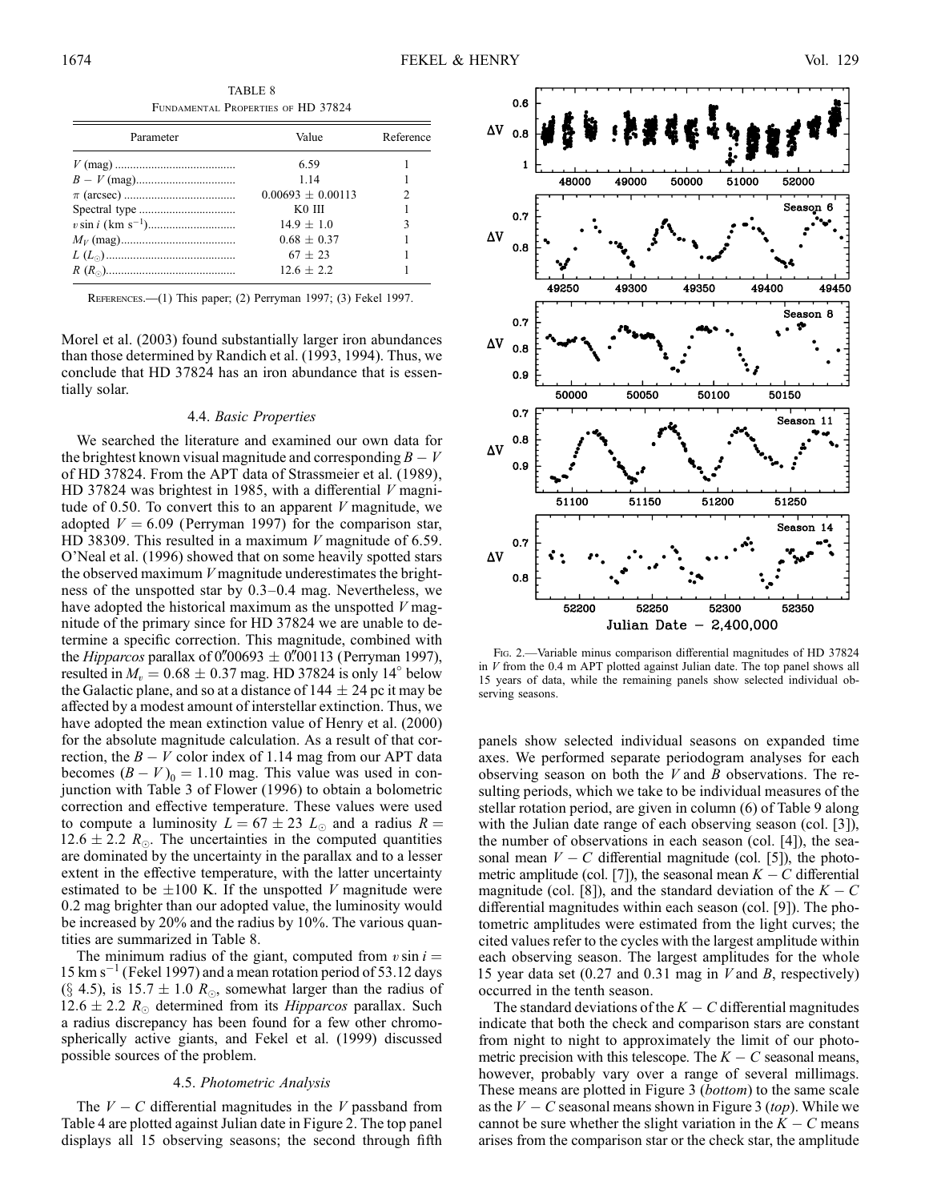TABLE 8

Fundamental Properties of HD 37824

| Parameter | Value | Reference |
|---|---|---|
| $V$ (mag) | 6.59 | 1 |
| $B - V$ (mag) | 1.14 | 1 |
| $\pi$ (arcsec) | $0.00693 \pm 0.00113$ | 2 |
| Spectral type | K0 III | 1 |
| $v \sin i$ (km s$^{-1}$) | $14.9 \pm 1.0$ | 3 |
| $M_V$ (mag) | $0.68 \pm 0.37$ | 1 |
| $L$ ($L_\odot$) | $67 \pm 23$ | 1 |
| $R$ ($R_\odot$) | $12.6 \pm 2.2$ | 1 |

References.—(1) This paper; (2) Perryman 1997; (3) Fekel 1997.

Morel et al. (2003) found substantially larger iron abundances than those determined by Randich et al. (1993, 1994). Thus, we conclude that HD 37824 has an iron abundance that is essentially solar.

### 4.4. *Basic Properties*

We searched the literature and examined our own data for the brightest known visual magnitude and corresponding $B - V$ of HD 37824. From the APT data of Strassmeier et al. (1989), HD 37824 was brightest in 1985, with a differential $V$ magnitude of 0.50. To convert this to an apparent $V$ magnitude, we adopted $V = 6.09$ (Perryman 1997) for the comparison star, HD 38309. This resulted in a maximum $V$ magnitude of 6.59. O'Neal et al. (1996) showed that on some heavily spotted stars the observed maximum $V$ magnitude underestimates the brightness of the unspotted star by 0.3–0.4 mag. Nevertheless, we have adopted the historical maximum as the unspotted $V$ magnitude of the primary since for HD 37824 we are unable to determine a specific correction. This magnitude, combined with the *Hipparcos* parallax of $0\farcs00693 \pm 0\farcs00113$ (Perryman 1997), resulted in $M_v = 0.68 \pm 0.37$ mag. HD 37824 is only 14° below the Galactic plane, and so at a distance of $144 \pm 24$ pc it may be affected by a modest amount of interstellar extinction. Thus, we have adopted the mean extinction value of Henry et al. (2000) for the absolute magnitude calculation. As a result of that correction, the $B - V$ color index of 1.14 mag from our APT data becomes $(B - V)_0 = 1.10$ mag. This value was used in conjunction with Table 3 of Flower (1996) to obtain a bolometric correction and effective temperature. These values were used to compute a luminosity $L = 67 \pm 23$ $L_\odot$ and a radius $R = 12.6 \pm 2.2$ $R_\odot$. The uncertainties in the computed quantities are dominated by the uncertainty in the parallax and to a lesser extent in the effective temperature, with the latter uncertainty estimated to be $\pm 100$ K. If the unspotted $V$ magnitude were 0.2 mag brighter than our adopted value, the luminosity would be increased by 20% and the radius by 10%. The various quantities are summarized in Table 8.

The minimum radius of the giant, computed from $v \sin i = 15$ km s$^{-1}$ (Fekel 1997) and a mean rotation period of 53.12 days (§ 4.5), is $15.7 \pm 1.0$ $R_\odot$, somewhat larger than the radius of $12.6 \pm 2.2$ $R_\odot$ determined from its *Hipparcos* parallax. Such a radius discrepancy has been found for a few other chromospherically active giants, and Fekel et al. (1999) discussed possible sources of the problem.

### 4.5. *Photometric Analysis*

The $V - C$ differential magnitudes in the $V$ passband from Table 4 are plotted against Julian date in Figure 2. The top panel displays all 15 observing seasons; the second through fifth panels show selected individual seasons on expanded time axes. We performed separate periodogram analyses for each observing season on both the $V$ and $B$ observations. The resulting periods, which we take to be individual measures of the stellar rotation period, are given in column (6) of Table 9 along with the Julian date range of each observing season (col. [3]), the number of observations in each season (col. [4]), the seasonal mean $V - C$ differential magnitude (col. [5]), the photometric amplitude (col. [7]), the seasonal mean $K - C$ differential magnitude (col. [8]), and the standard deviation of the $K - C$ differential magnitudes within each season (col. [9]). The photometric amplitudes were estimated from the light curves; the cited values refer to the cycles with the largest amplitude within each observing season. The largest amplitudes for the whole 15 year data set (0.27 and 0.31 mag in $V$ and $B$, respectively) occurred in the tenth season.

The standard deviations of the $K - C$ differential magnitudes indicate that both the check and comparison stars are constant from night to night to approximately the limit of our photometric precision with this telescope. The $K - C$ seasonal means, however, probably vary over a range of several millimags. These means are plotted in Figure 3 (*bottom*) to the same scale as the $V - C$ seasonal means shown in Figure 3 (*top*). While we cannot be sure whether the slight variation in the $K - C$ means arises from the comparison star or the check star, the amplitude

Fig. 2.—Variable minus comparison differential magnitudes of HD 37824 in $V$ from the 0.4 m APT plotted against Julian date. The top panel shows all 15 years of data, while the remaining panels show selected individual observing seasons.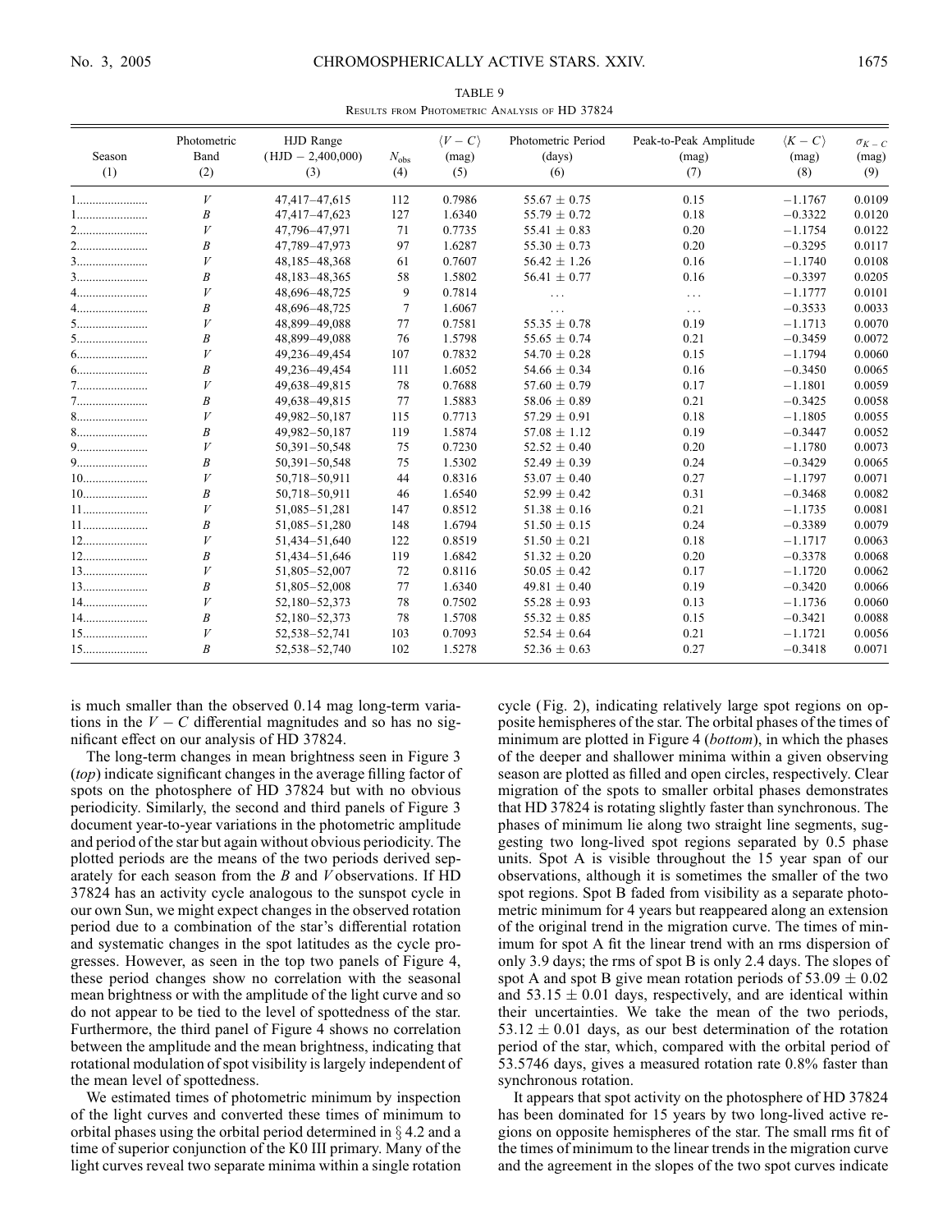TABLE 9

Results from Photometric Analysis of HD 37824

| Season (1) | Photometric Band (2) | HJD Range (HJD − 2,400,000) (3) | $N_{obs}$ (4) | $\langle V - C \rangle$ (mag) (5) | Photometric Period (days) (6) | Peak-to-Peak Amplitude (mag) (7) | $\langle K - C \rangle$ (mag) (8) | $\sigma_{K-C}$ (mag) (9) |
|---|---|---|---|---|---|---|---|---|
| 1 | $V$ | 47,417–47,615 | 112 | 0.7986 | 55.67 ± 0.75 | 0.15 | −1.1767 | 0.0109 |
| 1 | $B$ | 47,417–47,623 | 127 | 1.6340 | 55.79 ± 0.72 | 0.18 | −0.3322 | 0.0120 |
| 2 | $V$ | 47,796–47,971 | 71 | 0.7735 | 55.41 ± 0.83 | 0.20 | −1.1754 | 0.0122 |
| 2 | $B$ | 47,789–47,973 | 97 | 1.6287 | 55.30 ± 0.73 | 0.20 | −0.3295 | 0.0117 |
| 3 | $V$ | 48,185–48,368 | 61 | 0.7607 | 56.42 ± 1.26 | 0.16 | −1.1740 | 0.0108 |
| 3 | $B$ | 48,183–48,365 | 58 | 1.5802 | 56.41 ± 0.77 | 0.16 | −0.3397 | 0.0205 |
| 4 | $V$ | 48,696–48,725 | 9 | 0.7814 | ... | ... | −1.1777 | 0.0101 |
| 4 | $B$ | 48,696–48,725 | 7 | 1.6067 | ... | ... | −0.3533 | 0.0033 |
| 5 | $V$ | 48,899–49,088 | 77 | 0.7581 | 55.35 ± 0.78 | 0.19 | −1.1713 | 0.0070 |
| 5 | $B$ | 48,899–49,088 | 76 | 1.5798 | 55.65 ± 0.74 | 0.21 | −0.3459 | 0.0072 |
| 6 | $V$ | 49,236–49,454 | 107 | 0.7832 | 54.70 ± 0.28 | 0.15 | −1.1794 | 0.0060 |
| 6 | $B$ | 49,236–49,454 | 111 | 1.6052 | 54.66 ± 0.34 | 0.16 | −0.3450 | 0.0065 |
| 7 | $V$ | 49,638–49,815 | 78 | 0.7688 | 57.60 ± 0.79 | 0.17 | −1.1801 | 0.0059 |
| 7 | $B$ | 49,638–49,815 | 77 | 1.5883 | 58.06 ± 0.89 | 0.21 | −0.3425 | 0.0058 |
| 8 | $V$ | 49,982–50,187 | 115 | 0.7713 | 57.29 ± 0.91 | 0.18 | −1.1805 | 0.0055 |
| 8 | $B$ | 49,982–50,187 | 119 | 1.5874 | 57.08 ± 1.12 | 0.19 | −0.3447 | 0.0052 |
| 9 | $V$ | 50,391–50,548 | 75 | 0.7230 | 52.52 ± 0.40 | 0.20 | −1.1780 | 0.0073 |
| 9 | $B$ | 50,391–50,548 | 75 | 1.5302 | 52.49 ± 0.39 | 0.24 | −0.3429 | 0.0065 |
| 10 | $V$ | 50,718–50,911 | 44 | 0.8316 | 53.07 ± 0.40 | 0.27 | −1.1797 | 0.0071 |
| 10 | $B$ | 50,718–50,911 | 46 | 1.6540 | 52.99 ± 0.42 | 0.31 | −0.3468 | 0.0082 |
| 11 | $V$ | 51,085–51,281 | 147 | 0.8512 | 51.38 ± 0.16 | 0.21 | −1.1735 | 0.0081 |
| 11 | $B$ | 51,085–51,280 | 148 | 1.6794 | 51.50 ± 0.15 | 0.24 | −0.3389 | 0.0079 |
| 12 | $V$ | 51,434–51,640 | 122 | 0.8519 | 51.50 ± 0.21 | 0.18 | −1.1717 | 0.0063 |
| 12 | $B$ | 51,434–51,646 | 119 | 1.6842 | 51.32 ± 0.20 | 0.20 | −0.3378 | 0.0068 |
| 13 | $V$ | 51,805–52,007 | 72 | 0.8116 | 50.05 ± 0.42 | 0.17 | −1.1720 | 0.0062 |
| 13 | $B$ | 51,805–52,008 | 77 | 1.6340 | 49.81 ± 0.40 | 0.19 | −0.3420 | 0.0066 |
| 14 | $V$ | 52,180–52,373 | 78 | 0.7502 | 55.28 ± 0.93 | 0.13 | −1.1736 | 0.0060 |
| 14 | $B$ | 52,180–52,373 | 78 | 1.5708 | 55.32 ± 0.85 | 0.15 | −0.3421 | 0.0088 |
| 15 | $V$ | 52,538–52,741 | 103 | 0.7093 | 52.54 ± 0.64 | 0.21 | −1.1721 | 0.0056 |
| 15 | $B$ | 52,538–52,740 | 102 | 1.5278 | 52.36 ± 0.63 | 0.27 | −0.3418 | 0.0071 |

is much smaller than the observed 0.14 mag long-term variations in the $V - C$ differential magnitudes and so has no significant effect on our analysis of HD 37824.

The long-term changes in mean brightness seen in Figure 3 (*top*) indicate significant changes in the average filling factor of spots on the photosphere of HD 37824 but with no obvious periodicity. Similarly, the second and third panels of Figure 3 document year-to-year variations in the photometric amplitude and period of the star but again without obvious periodicity. The plotted periods are the means of the two periods derived separately for each season from the $B$ and $V$ observations. If HD 37824 has an activity cycle analogous to the sunspot cycle in our own Sun, we might expect changes in the observed rotation period due to a combination of the star's differential rotation and systematic changes in the spot latitudes as the cycle progresses. However, as seen in the top two panels of Figure 4, these period changes show no correlation with the seasonal mean brightness or with the amplitude of the light curve and so do not appear to be tied to the level of spottedness of the star. Furthermore, the third panel of Figure 4 shows no correlation between the amplitude and the mean brightness, indicating that rotational modulation of spot visibility is largely independent of the mean level of spottedness.

We estimated times of photometric minimum by inspection of the light curves and converted these times of minimum to orbital phases using the orbital period determined in § 4.2 and a time of superior conjunction of the K0 III primary. Many of the light curves reveal two separate minima within a single rotation cycle (Fig. 2), indicating relatively large spot regions on opposite hemispheres of the star. The orbital phases of the times of minimum are plotted in Figure 4 (*bottom*), in which the phases of the deeper and shallower minima within a given observing season are plotted as filled and open circles, respectively. Clear migration of the spots to smaller orbital phases demonstrates that HD 37824 is rotating slightly faster than synchronous. The phases of minimum lie along two straight line segments, suggesting two long-lived spot regions separated by 0.5 phase units. Spot A is visible throughout the 15 year span of our observations, although it is sometimes the smaller of the two spot regions. Spot B faded from visibility as a separate photometric minimum for 4 years but reappeared along an extension of the original trend in the migration curve. The times of minimum for spot A fit the linear trend with an rms dispersion of only 3.9 days; the rms of spot B is only 2.4 days. The slopes of spot A and spot B give mean rotation periods of 53.09 ± 0.02 and 53.15 ± 0.01 days, respectively, and are identical within their uncertainties. We take the mean of the two periods, 53.12 ± 0.01 days, as our best determination of the rotation period of the star, which, compared with the orbital period of 53.5746 days, gives a measured rotation rate 0.8% faster than synchronous rotation.

It appears that spot activity on the photosphere of HD 37824 has been dominated for 15 years by two long-lived active regions on opposite hemispheres of the star. The small rms fit of the times of minimum to the linear trends in the migration curve and the agreement in the slopes of the two spot curves indicate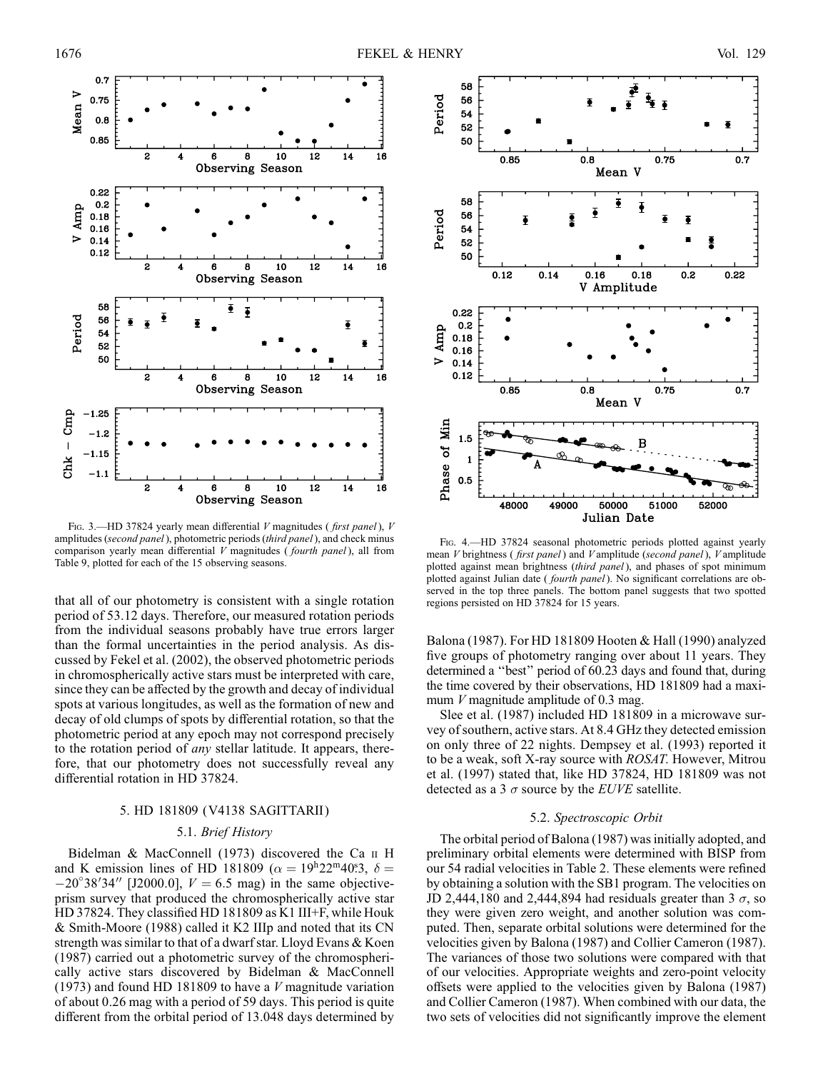Fig. 3.—HD 37824 yearly mean differential $V$ magnitudes (*first panel*), $V$ amplitudes (*second panel*), photometric periods (*third panel*), and check minus comparison yearly mean differential $V$ magnitudes (*fourth panel*), all from Table 9, plotted for each of the 15 observing seasons.

Fig. 4.—HD 37824 seasonal photometric periods plotted against yearly mean $V$ brightness (*first panel*) and $V$ amplitude (*second panel*), $V$ amplitude plotted against mean brightness (*third panel*), and phases of spot minimum plotted against Julian date (*fourth panel*). No significant correlations are observed in the top three panels. The bottom panel suggests that two spotted regions persisted on HD 37824 for 15 years.

that all of our photometry is consistent with a single rotation period of 53.12 days. Therefore, our measured rotation periods from the individual seasons probably have true errors larger than the formal uncertainties in the period analysis. As discussed by Fekel et al. (2002), the observed photometric periods in chromospherically active stars must be interpreted with care, since they can be affected by the growth and decay of individual spots at various longitudes, as well as the formation of new and decay of old clumps of spots by differential rotation, so that the photometric period at any epoch may not correspond precisely to the rotation period of *any* stellar latitude. It appears, therefore, that our photometry does not successfully reveal any differential rotation in HD 37824.

## 5. HD 181809 (V4138 SAGITTARII)

### 5.1. *Brief History*

Bidelman & MacConnell (1973) discovered the Ca II H and K emission lines of HD 181809 ($\alpha = 19^{\rm h}22^{\rm m}40\overset{\rm s}{.}3$, $\delta = -20°38'34''$ [J2000.0], $V = 6.5$ mag) in the same objective-prism survey that produced the chromospherically active star HD 37824. They classified HD 181809 as K1 III+F, while Houk & Smith-Moore (1988) called it K2 IIIp and noted that its CN strength was similar to that of a dwarf star. Lloyd Evans & Koen (1987) carried out a photometric survey of the chromospherically active stars discovered by Bidelman & MacConnell (1973) and found HD 181809 to have a $V$ magnitude variation of about 0.26 mag with a period of 59 days. This period is quite different from the orbital period of 13.048 days determined by Balona (1987). For HD 181809 Hooten & Hall (1990) analyzed five groups of photometry ranging over about 11 years. They determined a "best" period of 60.23 days and found that, during the time covered by their observations, HD 181809 had a maximum $V$ magnitude amplitude of 0.3 mag.

Slee et al. (1987) included HD 181809 in a microwave survey of southern, active stars. At 8.4 GHz they detected emission on only three of 22 nights. Dempsey et al. (1993) reported it to be a weak, soft X-ray source with *ROSAT*. However, Mitrou et al. (1997) stated that, like HD 37824, HD 181809 was not detected as a 3 $\sigma$ source by the *EUVE* satellite.

### 5.2. *Spectroscopic Orbit*

The orbital period of Balona (1987) was initially adopted, and preliminary orbital elements were determined with BISP from our 54 radial velocities in Table 2. These elements were refined by obtaining a solution with the SB1 program. The velocities on JD 2,444,180 and 2,444,894 had residuals greater than 3 $\sigma$, so they were given zero weight, and another solution was computed. Then, separate orbital solutions were determined for the velocities given by Balona (1987) and Collier Cameron (1987). The variances of those two solutions were compared with that of our velocities. Appropriate weights and zero-point velocity offsets were applied to the velocities given by Balona (1987) and Collier Cameron (1987). When combined with our data, the two sets of velocities did not significantly improve the element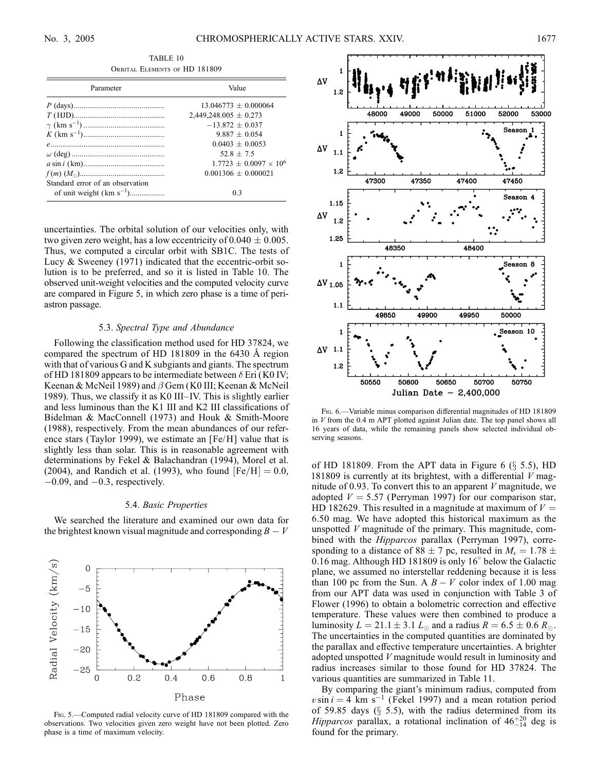TABLE 10

Orbital Elements of HD 181809

| Parameter | Value |
|---|---|
| $P$ (days) | 13.046773 ± 0.000064 |
| $T$ (HJD) | 2,449,248.005 ± 0.273 |
| $\gamma$ (km s$^{-1}$) | −13.872 ± 0.037 |
| $K$ (km s$^{-1}$) | 9.887 ± 0.054 |
| $e$ | 0.0403 ± 0.0053 |
| $\omega$ (deg) | 52.8 ± 7.5 |
| $a \sin i$ (km) | 1.7723 ± 0.0097 × 10$^6$ |
| $f(m)$ ($M_\odot$) | 0.001306 ± 0.000021 |
| Standard error of an observation of unit weight (km s$^{-1}$) | 0.3 |

uncertainties. The orbital solution of our velocities only, with two given zero weight, has a low eccentricity of 0.040 ± 0.005. Thus, we computed a circular orbit with SB1C. The tests of Lucy & Sweeney (1971) indicated that the eccentric-orbit solution is to be preferred, and so it is listed in Table 10. The observed unit-weight velocities and the computed velocity curve are compared in Figure 5, in which zero phase is a time of periastron passage.

### 5.3. *Spectral Type and Abundance*

Following the classification method used for HD 37824, we compared the spectrum of HD 181809 in the 6430 Å region with that of various G and K subgiants and giants. The spectrum of HD 181809 appears to be intermediate between $\delta$ Eri (K0 IV; Keenan & McNeil 1989) and $\beta$ Gem (K0 III; Keenan & McNeil 1989). Thus, we classify it as K0 III–IV. This is slightly earlier and less luminous than the K1 III and K2 III classifications of Bidelman & MacConnell (1973) and Houk & Smith-Moore (1988), respectively. From the mean abundances of our reference stars (Taylor 1999), we estimate an [Fe/H] value that is slightly less than solar. This is in reasonable agreement with determinations by Fekel & Balachandran (1994), Morel et al. (2004), and Randich et al. (1993), who found [Fe/H] = 0.0, −0.09, and −0.3, respectively.

### 5.4. *Basic Properties*

We searched the literature and examined our own data for the brightest known visual magnitude and corresponding $B - V$ of HD 181809. From the APT data in Figure 6 (§ 5.5), HD 181809 is currently at its brightest, with a differential $V$ magnitude of 0.93. To convert this to an apparent $V$ magnitude, we adopted $V = 5.57$ (Perryman 1997) for our comparison star, HD 182629. This resulted in a magnitude at maximum of $V = 6.50$ mag. We have adopted this historical maximum as the unspotted $V$ magnitude of the primary. This magnitude, combined with the *Hipparcos* parallax (Perryman 1997), corresponding to a distance of 88 ± 7 pc, resulted in $M_v = 1.78 \pm 0.16$ mag. Although HD 181809 is only 16° below the Galactic plane, we assumed no interstellar reddening because it is less than 100 pc from the Sun. A $B - V$ color index of 1.00 mag from our APT data was used in conjunction with Table 3 of Flower (1996) to obtain a bolometric correction and effective temperature. These values were then combined to produce a luminosity $L = 21.1 \pm 3.1\ L_\odot$ and a radius $R = 6.5 \pm 0.6\ R_\odot$. The uncertainties in the computed quantities are dominated by the parallax and effective temperature uncertainties. A brighter adopted unspotted $V$ magnitude would result in luminosity and radius increases similar to those found for HD 37824. The various quantities are summarized in Table 11.

Fig. 5.—Computed radial velocity curve of HD 181809 compared with the observations. Two velocities given zero weight have not been plotted. Zero phase is a time of maximum velocity.

Fig. 6.—Variable minus comparison differential magnitudes of HD 181809 in $V$ from the 0.4 m APT plotted against Julian date. The top panel shows all 16 years of data, while the remaining panels show selected individual observing seasons.

By comparing the giant's minimum radius, computed from $v \sin i = 4$ km s$^{-1}$ (Fekel 1997) and a mean rotation period of 59.85 days (§ 5.5), with the radius determined from its *Hipparcos* parallax, a rotational inclination of $46^{+20}_{-14}$ deg is found for the primary.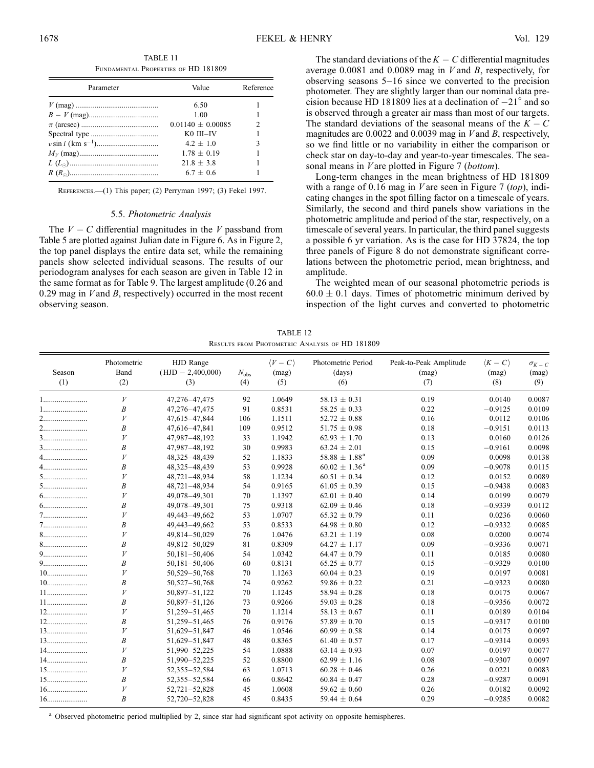TABLE 11

Fundamental Properties of HD 181809

| Parameter | Value | Reference |
| --- | --- | --- |
| $V$ (mag) | 6.50 | 1 |
| $B-V$ (mag) | 1.00 | 1 |
| $\pi$ (arcsec) | $0.01140 \pm 0.00085$ | 2 |
| Spectral type | K0 III–IV | 1 |
| $v \sin i$ (km s$^{-1}$) | $4.2 \pm 1.0$ | 3 |
| $M_V$ (mag) | $1.78 \pm 0.19$ | 1 |
| $L$ ($L_{\odot}$) | $21.8 \pm 3.8$ | 1 |
| $R$ ($R_{\odot}$) | $6.7 \pm 0.6$ | 1 |

References.—(1) This paper; (2) Perryman 1997; (3) Fekel 1997.

### 5.5. *Photometric Analysis*

The $V-C$ differential magnitudes in the $V$ passband from Table 5 are plotted against Julian date in Figure 6. As in Figure 2, the top panel displays the entire data set, while the remaining panels show selected individual seasons. The results of our periodogram analyses for each season are given in Table 12 in the same format as for Table 9. The largest amplitude (0.26 and 0.29 mag in $V$ and $B$, respectively) occurred in the most recent observing season.

The standard deviations of the $K-C$ differential magnitudes average 0.0081 and 0.0089 mag in $V$ and $B$, respectively, for observing seasons 5–16 since we converted to the precision photometer. They are slightly larger than our nominal data precision because HD 181809 lies at a declination of $-21°$ and so is observed through a greater air mass than most of our targets. The standard deviations of the seasonal means of the $K-C$ magnitudes are 0.0022 and 0.0039 mag in $V$ and $B$, respectively, so we find little or no variability in either the comparison or check star on day-to-day and year-to-year timescales. The seasonal means in $V$ are plotted in Figure 7 (*bottom*).

Long-term changes in the mean brightness of HD 181809 with a range of 0.16 mag in $V$ are seen in Figure 7 (*top*), indicating changes in the spot filling factor on a timescale of years. Similarly, the second and third panels show variations in the photometric amplitude and period of the star, respectively, on a timescale of several years. In particular, the third panel suggests a possible 6 yr variation. As is the case for HD 37824, the top three panels of Figure 8 do not demonstrate significant correlations between the photometric period, mean brightness, and amplitude.

The weighted mean of our seasonal photometric periods is $60.0 \pm 0.1$ days. Times of photometric minimum derived by inspection of the light curves and converted to photometric

TABLE 12

Results from Photometric Analysis of HD 181809

| Season (1) | Photometric Band (2) | HJD Range (HJD − 2,400,000) (3) | $N_{\rm obs}$ (4) | $\langle V-C \rangle$ (mag) (5) | Photometric Period (days) (6) | Peak-to-Peak Amplitude (mag) (7) | $\langle K-C \rangle$ (mag) (8) | $\sigma_{K-C}$ (mag) (9) |
| --- | --- | --- | --- | --- | --- | --- | --- | --- |
| 1 | $V$ | 47,276–47,475 | 92 | 1.0649 | $58.13 \pm 0.31$ | 0.19 | 0.0140 | 0.0087 |
| 1 | $B$ | 47,276–47,475 | 91 | 0.8531 | $58.25 \pm 0.33$ | 0.22 | −0.9125 | 0.0109 |
| 2 | $V$ | 47,615–47,844 | 106 | 1.1511 | $52.72 \pm 0.88$ | 0.16 | 0.0112 | 0.0106 |
| 2 | $B$ | 47,616–47,841 | 109 | 0.9512 | $51.75 \pm 0.98$ | 0.18 | −0.9151 | 0.0113 |
| 3 | $V$ | 47,987–48,192 | 33 | 1.1942 | $62.93 \pm 1.70$ | 0.13 | 0.0160 | 0.0126 |
| 3 | $B$ | 47,987–48,192 | 30 | 0.9983 | $63.24 \pm 2.01$ | 0.15 | −0.9161 | 0.0098 |
| 4 | $V$ | 48,325–48,439 | 52 | 1.1833 | $58.88 \pm 1.88$[a] | 0.09 | 0.0098 | 0.0138 |
| 4 | $B$ | 48,325–48,439 | 53 | 0.9928 | $60.02 \pm 1.36$[a] | 0.09 | −0.9078 | 0.0115 |
| 5 | $V$ | 48,721–48,934 | 58 | 1.1234 | $60.51 \pm 0.34$ | 0.12 | 0.0152 | 0.0089 |
| 5 | $B$ | 48,721–48,934 | 54 | 0.9165 | $61.05 \pm 0.39$ | 0.15 | −0.9438 | 0.0083 |
| 6 | $V$ | 49,078–49,301 | 70 | 1.1397 | $62.01 \pm 0.40$ | 0.14 | 0.0199 | 0.0079 |
| 6 | $B$ | 49,078–49,301 | 75 | 0.9318 | $62.09 \pm 0.46$ | 0.18 | −0.9339 | 0.0112 |
| 7 | $V$ | 49,443–49,662 | 53 | 1.0707 | $65.32 \pm 0.79$ | 0.11 | 0.0236 | 0.0060 |
| 7 | $B$ | 49,443–49,662 | 53 | 0.8533 | $64.98 \pm 0.80$ | 0.12 | −0.9332 | 0.0085 |
| 8 | $V$ | 49,814–50,029 | 76 | 1.0476 | $63.21 \pm 1.19$ | 0.08 | 0.0200 | 0.0074 |
| 8 | $B$ | 49,812–50,029 | 81 | 0.8309 | $64.27 \pm 1.17$ | 0.09 | −0.9336 | 0.0071 |
| 9 | $V$ | 50,181–50,406 | 54 | 1.0342 | $64.47 \pm 0.79$ | 0.11 | 0.0185 | 0.0080 |
| 9 | $B$ | 50,181–50,406 | 60 | 0.8131 | $65.25 \pm 0.77$ | 0.15 | −0.9329 | 0.0100 |
| 10 | $V$ | 50,529–50,768 | 70 | 1.1263 | $60.04 \pm 0.23$ | 0.19 | 0.0197 | 0.0081 |
| 10 | $B$ | 50,527–50,768 | 74 | 0.9262 | $59.86 \pm 0.22$ | 0.21 | −0.9323 | 0.0080 |
| 11 | $V$ | 50,897–51,122 | 70 | 1.1245 | $58.94 \pm 0.28$ | 0.18 | 0.0175 | 0.0067 |
| 11 | $B$ | 50,897–51,126 | 73 | 0.9266 | $59.03 \pm 0.28$ | 0.18 | −0.9356 | 0.0072 |
| 12 | $V$ | 51,259–51,465 | 70 | 1.1214 | $58.13 \pm 0.67$ | 0.11 | 0.0189 | 0.0104 |
| 12 | $B$ | 51,259–51,465 | 76 | 0.9176 | $57.89 \pm 0.70$ | 0.15 | −0.9317 | 0.0100 |
| 13 | $V$ | 51,629–51,847 | 46 | 1.0546 | $60.99 \pm 0.58$ | 0.14 | 0.0175 | 0.0097 |
| 13 | $B$ | 51,629–51,847 | 48 | 0.8365 | $61.40 \pm 0.57$ | 0.17 | −0.9314 | 0.0093 |
| 14 | $V$ | 51,990–52,225 | 54 | 1.0888 | $63.14 \pm 0.93$ | 0.07 | 0.0197 | 0.0077 |
| 14 | $B$ | 51,990–52,225 | 52 | 0.8800 | $62.99 \pm 1.16$ | 0.08 | −0.9307 | 0.0097 |
| 15 | $V$ | 52,355–52,584 | 63 | 1.0713 | $60.28 \pm 0.46$ | 0.26 | 0.0221 | 0.0083 |
| 15 | $B$ | 52,355–52,584 | 66 | 0.8642 | $60.84 \pm 0.47$ | 0.28 | −0.9287 | 0.0091 |
| 16 | $V$ | 52,721–52,828 | 45 | 1.0608 | $59.62 \pm 0.60$ | 0.26 | 0.0182 | 0.0092 |
| 16 | $B$ | 52,720–52,828 | 45 | 0.8435 | $59.44 \pm 0.64$ | 0.29 | −0.9285 | 0.0082 |

[a] Observed photometric period multiplied by 2, since star had significant spot activity on opposite hemispheres.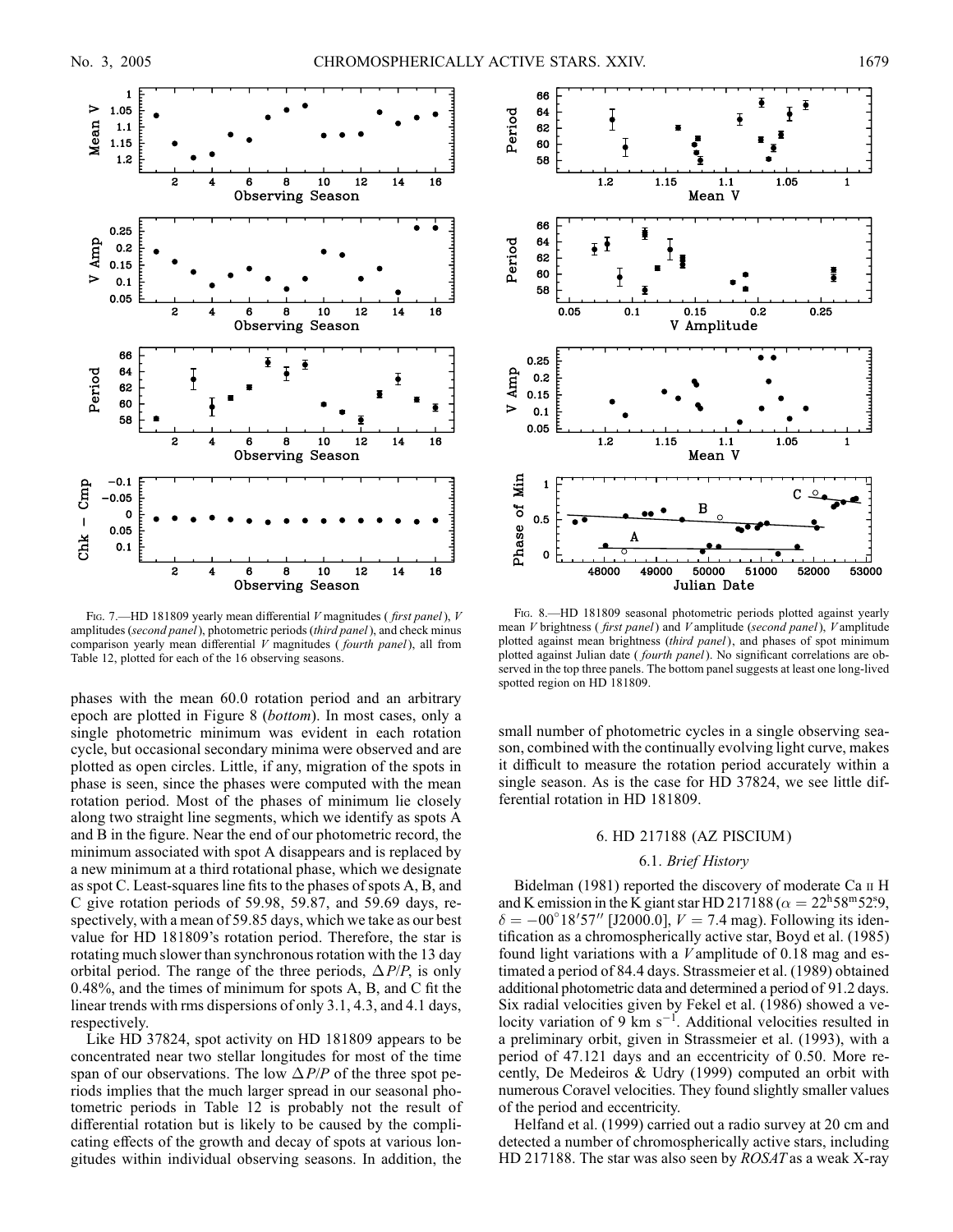Fig. 7.—HD 181809 yearly mean differential $V$ magnitudes (*first panel*), $V$ amplitudes (*second panel*), photometric periods (*third panel*), and check minus comparison yearly mean differential $V$ magnitudes (*fourth panel*), all from Table 12, plotted for each of the 16 observing seasons.

Fig. 8.—HD 181809 seasonal photometric periods plotted against yearly mean $V$ brightness (*first panel*) and $V$ amplitude (*second panel*), $V$ amplitude plotted against mean brightness (*third panel*), and phases of spot minimum plotted against Julian date (*fourth panel*). No significant correlations are observed in the top three panels. The bottom panel suggests at least one long-lived spotted region on HD 181809.

phases with the mean 60.0 rotation period and an arbitrary epoch are plotted in Figure 8 (*bottom*). In most cases, only a single photometric minimum was evident in each rotation cycle, but occasional secondary minima were observed and are plotted as open circles. Little, if any, migration of the spots in phase is seen, since the phases were computed with the mean rotation period. Most of the phases of minimum lie closely along two straight line segments, which we identify as spots A and B in the figure. Near the end of our photometric record, the minimum associated with spot A disappears and is replaced by a new minimum at a third rotational phase, which we designate as spot C. Least-squares line fits to the phases of spots A, B, and C give rotation periods of 59.98, 59.87, and 59.69 days, respectively, with a mean of 59.85 days, which we take as our best value for HD 181809's rotation period. Therefore, the star is rotating much slower than synchronous rotation with the 13 day orbital period. The range of the three periods, $\Delta P/P$, is only 0.48%, and the times of minimum for spots A, B, and C fit the linear trends with rms dispersions of only 3.1, 4.3, and 4.1 days, respectively.

Like HD 37824, spot activity on HD 181809 appears to be concentrated near two stellar longitudes for most of the time span of our observations. The low $\Delta P/P$ of the three spot periods implies that the much larger spread in our seasonal photometric periods in Table 12 is probably not the result of differential rotation but is likely to be caused by the complicating effects of the growth and decay of spots at various longitudes within individual observing seasons. In addition, the small number of photometric cycles in a single observing season, combined with the continually evolving light curve, makes it difficult to measure the rotation period accurately within a single season. As is the case for HD 37824, we see little differential rotation in HD 181809.

## 6. HD 217188 (AZ PISCIUM)

### 6.1. *Brief History*

Bidelman (1981) reported the discovery of moderate Ca II H and K emission in the K giant star HD 217188 ($\alpha = 22^{h}58^{m}52\overset{s}{.}9$, $\delta = -00°18'57''$ [J2000.0], $V = 7.4$ mag). Following its identification as a chromospherically active star, Boyd et al. (1985) found light variations with a $V$ amplitude of 0.18 mag and estimated a period of 84.4 days. Strassmeier et al. (1989) obtained additional photometric data and determined a period of 91.2 days. Six radial velocities given by Fekel et al. (1986) showed a velocity variation of 9 km s$^{-1}$. Additional velocities resulted in a preliminary orbit, given in Strassmeier et al. (1993), with a period of 47.121 days and an eccentricity of 0.50. More recently, De Medeiros & Udry (1999) computed an orbit with numerous Coravel velocities. They found slightly smaller values of the period and eccentricity.

Helfand et al. (1999) carried out a radio survey at 20 cm and detected a number of chromospherically active stars, including HD 217188. The star was also seen by *ROSAT* as a weak X-ray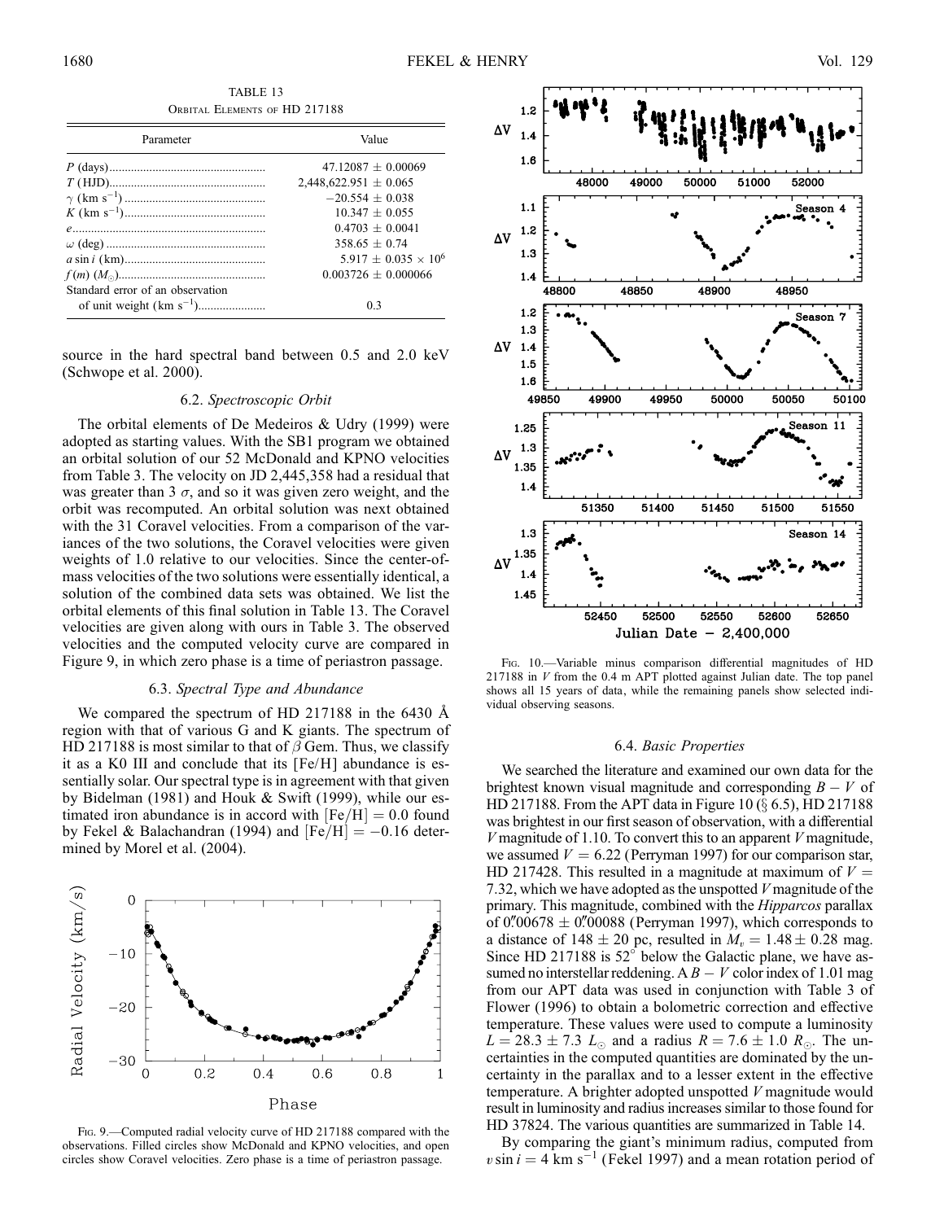TABLE 13

Orbital Elements of HD 217188

| Parameter | Value |
|---|---|
| $P$ (days) | 47.12087 ± 0.00069 |
| $T$ (HJD) | 2,448,622.951 ± 0.065 |
| $\gamma$ (km s$^{-1}$) | −20.554 ± 0.038 |
| $K$ (km s$^{-1}$) | 10.347 ± 0.055 |
| $e$ | 0.4703 ± 0.0041 |
| $\omega$ (deg) | 358.65 ± 0.74 |
| $a \sin i$ (km) | 5.917 ± 0.035 × $10^6$ |
| $f(m)$ ($M_\odot$) | 0.003726 ± 0.000066 |
| Standard error of an observation of unit weight (km s$^{-1}$) | 0.3 |

source in the hard spectral band between 0.5 and 2.0 keV (Schwope et al. 2000).

### 6.2. *Spectroscopic Orbit*

The orbital elements of De Medeiros & Udry (1999) were adopted as starting values. With the SB1 program we obtained an orbital solution of our 52 McDonald and KPNO velocities from Table 3. The velocity on JD 2,445,358 had a residual that was greater than 3 $\sigma$, and so it was given zero weight, and the orbit was recomputed. An orbital solution was next obtained with the 31 Coravel velocities. From a comparison of the variances of the two solutions, the Coravel velocities were given weights of 1.0 relative to our velocities. Since the center-of-mass velocities of the two solutions were essentially identical, a solution of the combined data sets was obtained. We list the orbital elements of this final solution in Table 13. The Coravel velocities are given along with ours in Table 3. The observed velocities and the computed velocity curve are compared in Figure 9, in which zero phase is a time of periastron passage.

### 6.3. *Spectral Type and Abundance*

We compared the spectrum of HD 217188 in the 6430 Å region with that of various G and K giants. The spectrum of HD 217188 is most similar to that of $\beta$ Gem. Thus, we classify it as a K0 III and conclude that its [Fe/H] abundance is essentially solar. Our spectral type is in agreement with that given by Bidelman (1981) and Houk & Swift (1999), while our estimated iron abundance is in accord with [Fe/H] = 0.0 found by Fekel & Balachandran (1994) and [Fe/H] = −0.16 determined by Morel et al. (2004).

Fig. 9.—Computed radial velocity curve of HD 217188 compared with the observations. Filled circles show McDonald and KPNO velocities, and open circles show Coravel velocities. Zero phase is a time of periastron passage.

Fig. 10.—Variable minus comparison differential magnitudes of HD 217188 in $V$ from the 0.4 m APT plotted against Julian date. The top panel shows all 15 years of data, while the remaining panels show selected individual observing seasons.

### 6.4. *Basic Properties*

We searched the literature and examined our own data for the brightest known visual magnitude and corresponding $B - V$ of HD 217188. From the APT data in Figure 10 (§ 6.5), HD 217188 was brightest in our first season of observation, with a differential $V$ magnitude of 1.10. To convert this to an apparent $V$ magnitude, we assumed $V = 6.22$ (Perryman 1997) for our comparison star, HD 217428. This resulted in a magnitude at maximum of $V = 7.32$, which we have adopted as the unspotted $V$ magnitude of the primary. This magnitude, combined with the *Hipparcos* parallax of 0.″00678 ± 0.″00088 (Perryman 1997), which corresponds to a distance of 148 ± 20 pc, resulted in $M_v = 1.48 \pm 0.28$ mag. Since HD 217188 is 52° below the Galactic plane, we have assumed no interstellar reddening. A $B - V$ color index of 1.01 mag from our APT data was used in conjunction with Table 3 of Flower (1996) to obtain a bolometric correction and effective temperature. These values were used to compute a luminosity $L = 28.3 \pm 7.3\ L_\odot$ and a radius $R = 7.6 \pm 1.0\ R_\odot$. The uncertainties in the computed quantities are dominated by the uncertainty in the parallax and to a lesser extent in the effective temperature. A brighter adopted unspotted $V$ magnitude would result in luminosity and radius increases similar to those found for HD 37824. The various quantities are summarized in Table 14.

By comparing the giant's minimum radius, computed from $v \sin i = 4$ km s$^{-1}$ (Fekel 1997) and a mean rotation period of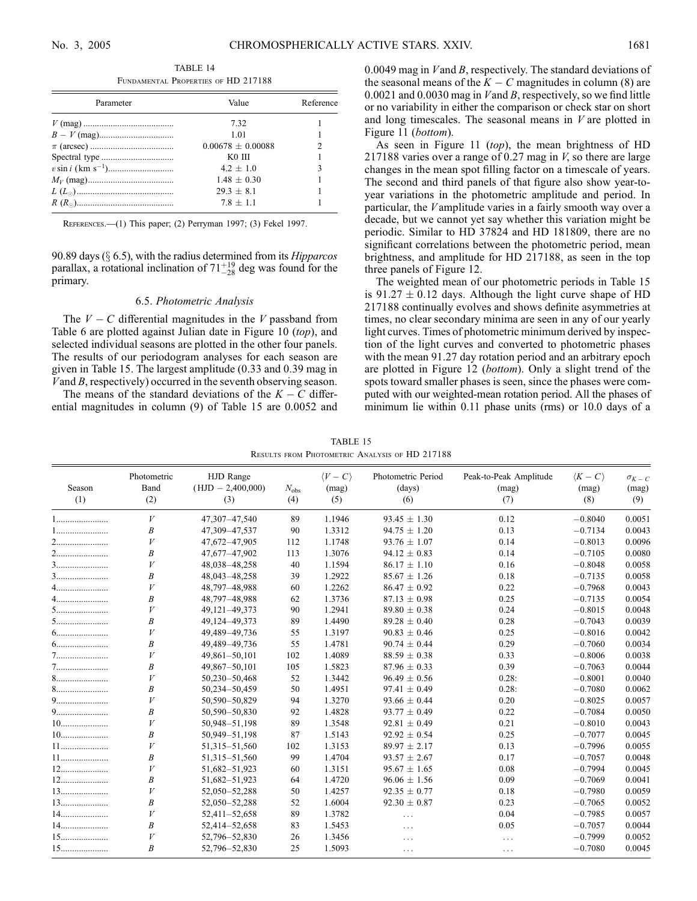TABLE 14

Fundamental Properties of HD 217188

| Parameter | Value | Reference |
|---|---|---|
| $V$ (mag) | 7.32 | 1 |
| $B-V$ (mag) | 1.01 | 1 |
| $\pi$ (arcsec) | $0.00678 \pm 0.00088$ | 2 |
| Spectral type | K0 III | 1 |
| $v \sin i$ (km s$^{-1}$) | $4.2 \pm 1.0$ | 3 |
| $M_V$ (mag) | $1.48 \pm 0.30$ | 1 |
| $L$ ($L_\odot$) | $29.3 \pm 8.1$ | 1 |
| $R$ ($R_\odot$) | $7.8 \pm 1.1$ | 1 |

References.—(1) This paper; (2) Perryman 1997; (3) Fekel 1997.

90.89 days (§ 6.5), with the radius determined from its *Hipparcos* parallax, a rotational inclination of $71^{+19}_{-28}$ deg was found for the primary.

### 6.5. *Photometric Analysis*

The $V-C$ differential magnitudes in the $V$ passband from Table 6 are plotted against Julian date in Figure 10 (*top*), and selected individual seasons are plotted in the other four panels. The results of our periodogram analyses for each season are given in Table 15. The largest amplitude (0.33 and 0.39 mag in $V$ and $B$, respectively) occurred in the seventh observing season.

The means of the standard deviations of the $K-C$ differential magnitudes in column (9) of Table 15 are 0.0052 and 0.0049 mag in $V$ and $B$, respectively. The standard deviations of the seasonal means of the $K-C$ magnitudes in column (8) are 0.0021 and 0.0030 mag in $V$ and $B$, respectively, so we find little or no variability in either the comparison or check star on short and long timescales. The seasonal means in $V$ are plotted in Figure 11 (*bottom*).

As seen in Figure 11 (*top*), the mean brightness of HD 217188 varies over a range of 0.27 mag in $V$, so there are large changes in the mean spot filling factor on a timescale of years. The second and third panels of that figure also show year-to-year variations in the photometric amplitude and period. In particular, the $V$ amplitude varies in a fairly smooth way over a decade, but we cannot yet say whether this variation might be periodic. Similar to HD 37824 and HD 181809, there are no significant correlations between the photometric period, mean brightness, and amplitude for HD 217188, as seen in the top three panels of Figure 12.

The weighted mean of our photometric periods in Table 15 is $91.27 \pm 0.12$ days. Although the light curve shape of HD 217188 continually evolves and shows definite asymmetries at times, no clear secondary minima are seen in any of our yearly light curves. Times of photometric minimum derived by inspection of the light curves and converted to photometric phases with the mean 91.27 day rotation period and an arbitrary epoch are plotted in Figure 12 (*bottom*). Only a slight trend of the spots toward smaller phases is seen, since the phases were computed with our weighted-mean rotation period. All the phases of minimum lie within 0.11 phase units (rms) or 10.0 days of a

TABLE 15

Results from Photometric Analysis of HD 217188

| Season (1) | Photometric Band (2) | HJD Range (HJD − 2,400,000) (3) | $N_{\rm obs}$ (4) | $\langle V-C \rangle$ (mag) (5) | Photometric Period (days) (6) | Peak-to-Peak Amplitude (mag) (7) | $\langle K-C \rangle$ (mag) (8) | $\sigma_{K-C}$ (mag) (9) |
|---|---|---|---|---|---|---|---|---|
| 1 | $V$ | 47,307–47,540 | 89 | 1.1946 | $93.45 \pm 1.30$ | 0.12 | −0.8040 | 0.0051 |
| 1 | $B$ | 47,309–47,537 | 90 | 1.3312 | $94.75 \pm 1.20$ | 0.13 | −0.7134 | 0.0043 |
| 2 | $V$ | 47,672–47,905 | 112 | 1.1748 | $93.76 \pm 1.07$ | 0.14 | −0.8013 | 0.0096 |
| 2 | $B$ | 47,677–47,902 | 113 | 1.3076 | $94.12 \pm 0.83$ | 0.14 | −0.7105 | 0.0080 |
| 3 | $V$ | 48,038–48,258 | 40 | 1.1594 | $86.17 \pm 1.10$ | 0.16 | −0.8048 | 0.0058 |
| 3 | $B$ | 48,043–48,258 | 39 | 1.2922 | $85.67 \pm 1.26$ | 0.18 | −0.7135 | 0.0058 |
| 4 | $V$ | 48,797–48,988 | 60 | 1.2262 | $86.47 \pm 0.92$ | 0.22 | −0.7968 | 0.0043 |
| 4 | $B$ | 48,797–48,988 | 62 | 1.3736 | $87.13 \pm 0.98$ | 0.25 | −0.7135 | 0.0054 |
| 5 | $V$ | 49,121–49,373 | 90 | 1.2941 | $89.80 \pm 0.38$ | 0.24 | −0.8015 | 0.0048 |
| 5 | $B$ | 49,124–49,373 | 89 | 1.4490 | $89.28 \pm 0.40$ | 0.28 | −0.7043 | 0.0039 |
| 6 | $V$ | 49,489–49,736 | 55 | 1.3197 | $90.83 \pm 0.46$ | 0.25 | −0.8016 | 0.0042 |
| 6 | $B$ | 49,489–49,736 | 55 | 1.4781 | $90.74 \pm 0.44$ | 0.29 | −0.7060 | 0.0034 |
| 7 | $V$ | 49,861–50,101 | 102 | 1.4089 | $88.59 \pm 0.38$ | 0.33 | −0.8006 | 0.0038 |
| 7 | $B$ | 49,867–50,101 | 105 | 1.5823 | $87.96 \pm 0.33$ | 0.39 | −0.7063 | 0.0044 |
| 8 | $V$ | 50,230–50,468 | 52 | 1.3442 | $96.49 \pm 0.56$ | 0.28: | −0.8001 | 0.0040 |
| 8 | $B$ | 50,234–50,459 | 50 | 1.4951 | $97.41 \pm 0.49$ | 0.28: | −0.7080 | 0.0062 |
| 9 | $V$ | 50,590–50,829 | 94 | 1.3270 | $93.66 \pm 0.44$ | 0.20 | −0.8025 | 0.0057 |
| 9 | $B$ | 50,590–50,830 | 92 | 1.4828 | $93.77 \pm 0.49$ | 0.22 | −0.7084 | 0.0050 |
| 10 | $V$ | 50,948–51,198 | 89 | 1.3548 | $92.81 \pm 0.49$ | 0.21 | −0.8010 | 0.0043 |
| 10 | $B$ | 50,949–51,198 | 87 | 1.5143 | $92.92 \pm 0.54$ | 0.25 | −0.7077 | 0.0045 |
| 11 | $V$ | 51,315–51,560 | 102 | 1.3153 | $89.97 \pm 2.17$ | 0.13 | −0.7996 | 0.0055 |
| 11 | $B$ | 51,315–51,560 | 99 | 1.4704 | $93.57 \pm 2.67$ | 0.17 | −0.7057 | 0.0048 |
| 12 | $V$ | 51,682–51,923 | 60 | 1.3151 | $95.67 \pm 1.65$ | 0.08 | −0.7994 | 0.0045 |
| 12 | $B$ | 51,682–51,923 | 64 | 1.4720 | $96.06 \pm 1.56$ | 0.09 | −0.7069 | 0.0041 |
| 13 | $V$ | 52,050–52,288 | 50 | 1.4257 | $92.35 \pm 0.77$ | 0.18 | −0.7980 | 0.0059 |
| 13 | $B$ | 52,050–52,288 | 52 | 1.6004 | $92.30 \pm 0.87$ | 0.23 | −0.7065 | 0.0052 |
| 14 | $V$ | 52,411–52,658 | 89 | 1.3782 | ... | 0.04 | −0.7985 | 0.0057 |
| 14 | $B$ | 52,414–52,658 | 83 | 1.5453 | ... | 0.05 | −0.7057 | 0.0044 |
| 15 | $V$ | 52,796–52,830 | 26 | 1.3456 | ... | ... | −0.7999 | 0.0052 |
| 15 | $B$ | 52,796–52,830 | 25 | 1.5093 | ... | ... | −0.7080 | 0.0045 |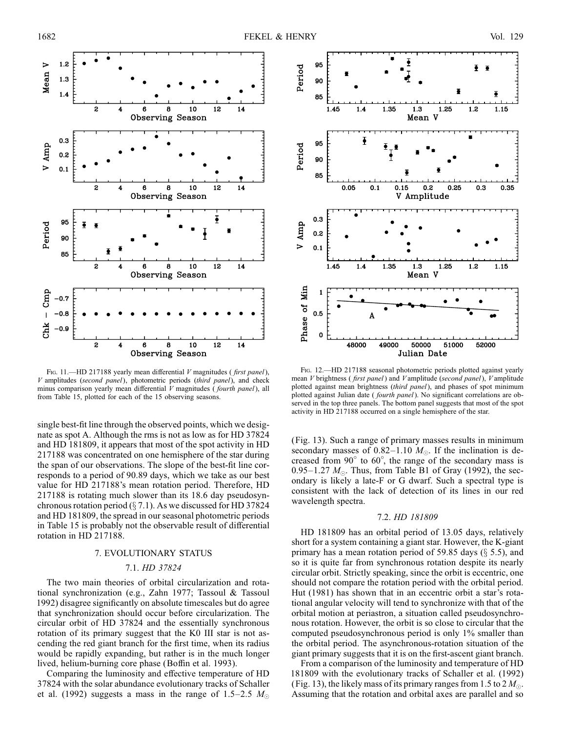FIG. 11.—HD 217188 yearly mean differential $V$ magnitudes (*first panel*), $V$ amplitudes (*second panel*), photometric periods (*third panel*), and check minus comparison yearly mean differential $V$ magnitudes (*fourth panel*), all from Table 15, plotted for each of the 15 observing seasons.

FIG. 12.—HD 217188 seasonal photometric periods plotted against yearly mean $V$ brightness (*first panel*) and $V$ amplitude (*second panel*), $V$ amplitude plotted against mean brightness (*third panel*), and phases of spot minimum plotted against Julian date (*fourth panel*). No significant correlations are observed in the top three panels. The bottom panel suggests that most of the spot activity in HD 217188 occurred on a single hemisphere of the star.

single best-fit line through the observed points, which we designate as spot A. Although the rms is not as low as for HD 37824 and HD 181809, it appears that most of the spot activity in HD 217188 was concentrated on one hemisphere of the star during the span of our observations. The slope of the best-fit line corresponds to a period of 90.89 days, which we take as our best value for HD 217188's mean rotation period. Therefore, HD 217188 is rotating much slower than its 18.6 day pseudosynchronous rotation period (§ 7.1). As we discussed for HD 37824 and HD 181809, the spread in our seasonal photometric periods in Table 15 is probably not the observable result of differential rotation in HD 217188.

## 7. EVOLUTIONARY STATUS

### 7.1. *HD 37824*

The two main theories of orbital circularization and rotational synchronization (e.g., Zahn 1977; Tassoul & Tassoul 1992) disagree significantly on absolute timescales but do agree that synchronization should occur before circularization. The circular orbit of HD 37824 and the essentially synchronous rotation of its primary suggest that the K0 III star is not ascending the red giant branch for the first time, when its radius would be rapidly expanding, but rather is in the much longer lived, helium-burning core phase (Boffin et al. 1993).

Comparing the luminosity and effective temperature of HD 37824 with the solar abundance evolutionary tracks of Schaller et al. (1992) suggests a mass in the range of 1.5–2.5 $M_{\odot}$ (Fig. 13). Such a range of primary masses results in minimum secondary masses of 0.82–1.10 $M_{\odot}$. If the inclination is decreased from 90° to 60°, the range of the secondary mass is 0.95–1.27 $M_{\odot}$. Thus, from Table B1 of Gray (1992), the secondary is likely a late-F or G dwarf. Such a spectral type is consistent with the lack of detection of its lines in our red wavelength spectra.

### 7.2. *HD 181809*

HD 181809 has an orbital period of 13.05 days, relatively short for a system containing a giant star. However, the K-giant primary has a mean rotation period of 59.85 days (§ 5.5), and so it is quite far from synchronous rotation despite its nearly circular orbit. Strictly speaking, since the orbit is eccentric, one should not compare the rotation period with the orbital period. Hut (1981) has shown that in an eccentric orbit a star's rotational angular velocity will tend to synchronize with that of the orbital motion at periastron, a situation called pseudosynchronous rotation. However, the orbit is so close to circular that the computed pseudosynchronous period is only 1% smaller than the orbital period. The asynchronous-rotation situation of the giant primary suggests that it is on the first-ascent giant branch.

From a comparison of the luminosity and temperature of HD 181809 with the evolutionary tracks of Schaller et al. (1992) (Fig. 13), the likely mass of its primary ranges from 1.5 to 2 $M_{\odot}$. Assuming that the rotation and orbital axes are parallel and so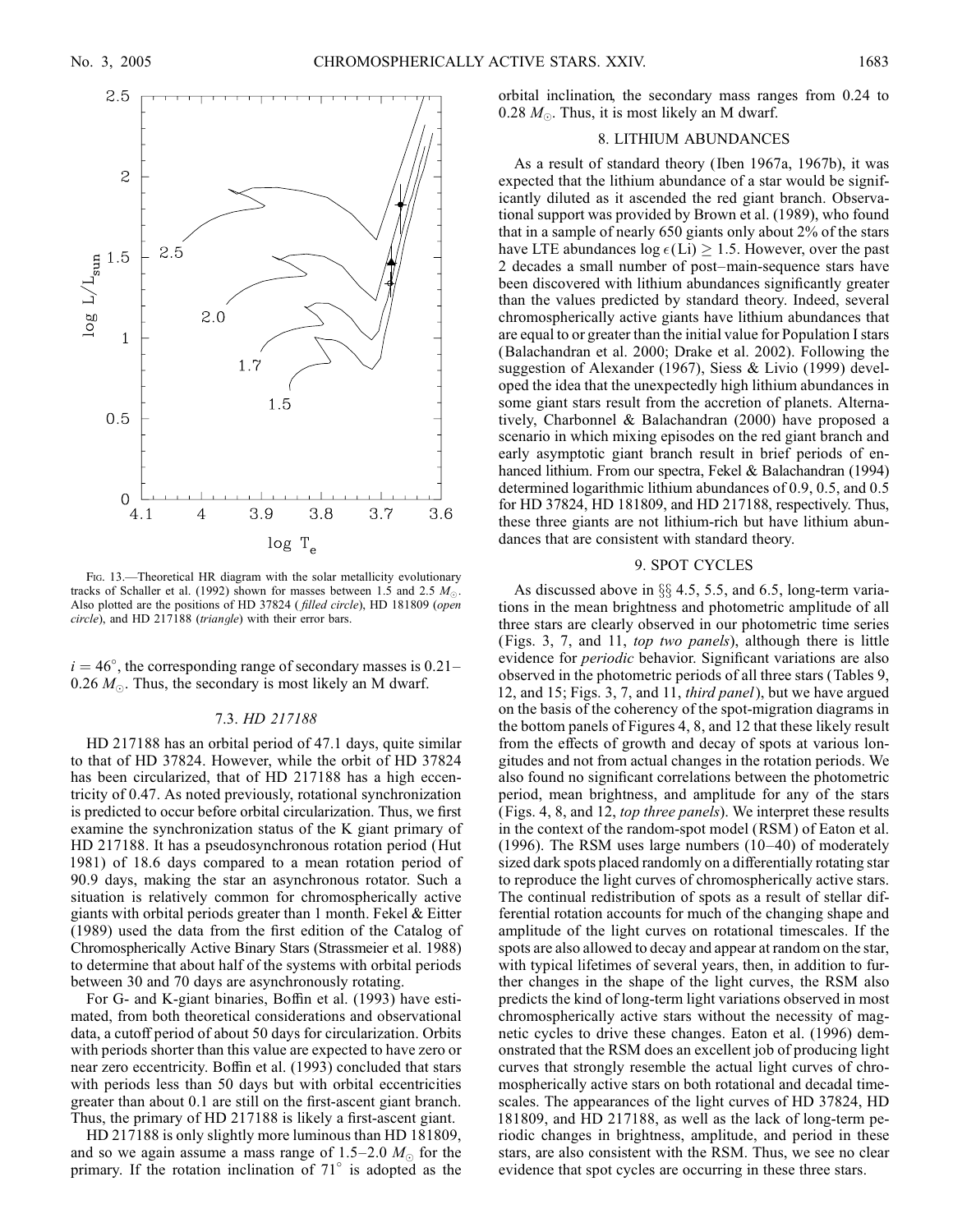Fig. 13.—Theoretical HR diagram with the solar metallicity evolutionary tracks of Schaller et al. (1992) shown for masses between 1.5 and 2.5 $M_{\odot}$. Also plotted are the positions of HD 37824 (*filled circle*), HD 181809 (*open circle*), and HD 217188 (*triangle*) with their error bars.

$i = 46°$, the corresponding range of secondary masses is 0.21–0.26 $M_{\odot}$. Thus, the secondary is most likely an M dwarf.

### 7.3. *HD 217188*

HD 217188 has an orbital period of 47.1 days, quite similar to that of HD 37824. However, while the orbit of HD 37824 has been circularized, that of HD 217188 has a high eccentricity of 0.47. As noted previously, rotational synchronization is predicted to occur before orbital circularization. Thus, we first examine the synchronization status of the K giant primary of HD 217188. It has a pseudosynchronous rotation period (Hut 1981) of 18.6 days compared to a mean rotation period of 90.9 days, making the star an asynchronous rotator. Such a situation is relatively common for chromospherically active giants with orbital periods greater than 1 month. Fekel & Eitter (1989) used the data from the first edition of the Catalog of Chromospherically Active Binary Stars (Strassmeier et al. 1988) to determine that about half of the systems with orbital periods between 30 and 70 days are asynchronously rotating.

For G- and K-giant binaries, Boffin et al. (1993) have estimated, from both theoretical considerations and observational data, a cutoff period of about 50 days for circularization. Orbits with periods shorter than this value are expected to have zero or near zero eccentricity. Boffin et al. (1993) concluded that stars with periods less than 50 days but with orbital eccentricities greater than about 0.1 are still on the first-ascent giant branch. Thus, the primary of HD 217188 is likely a first-ascent giant.

HD 217188 is only slightly more luminous than HD 181809, and so we again assume a mass range of 1.5–2.0 $M_{\odot}$ for the primary. If the rotation inclination of 71° is adopted as the orbital inclination, the secondary mass ranges from 0.24 to 0.28 $M_{\odot}$. Thus, it is most likely an M dwarf.

## 8. LITHIUM ABUNDANCES

As a result of standard theory (Iben 1967a, 1967b), it was expected that the lithium abundance of a star would be significantly diluted as it ascended the red giant branch. Observational support was provided by Brown et al. (1989), who found that in a sample of nearly 650 giants only about 2% of the stars have LTE abundances $\log \epsilon(\mathrm{Li}) \geq 1.5$. However, over the past 2 decades a small number of post–main-sequence stars have been discovered with lithium abundances significantly greater than the values predicted by standard theory. Indeed, several chromospherically active giants have lithium abundances that are equal to or greater than the initial value for Population I stars (Balachandran et al. 2000; Drake et al. 2002). Following the suggestion of Alexander (1967), Siess & Livio (1999) developed the idea that the unexpectedly high lithium abundances in some giant stars result from the accretion of planets. Alternatively, Charbonnel & Balachandran (2000) have proposed a scenario in which mixing episodes on the red giant branch and early asymptotic giant branch result in brief periods of enhanced lithium. From our spectra, Fekel & Balachandran (1994) determined logarithmic lithium abundances of 0.9, 0.5, and 0.5 for HD 37824, HD 181809, and HD 217188, respectively. Thus, these three giants are not lithium-rich but have lithium abundances that are consistent with standard theory.

## 9. SPOT CYCLES

As discussed above in §§ 4.5, 5.5, and 6.5, long-term variations in the mean brightness and photometric amplitude of all three stars are clearly observed in our photometric time series (Figs. 3, 7, and 11, *top two panels*), although there is little evidence for *periodic* behavior. Significant variations are also observed in the photometric periods of all three stars (Tables 9, 12, and 15; Figs. 3, 7, and 11, *third panel*), but we have argued on the basis of the coherency of the spot-migration diagrams in the bottom panels of Figures 4, 8, and 12 that these likely result from the effects of growth and decay of spots at various longitudes and not from actual changes in the rotation periods. We also found no significant correlations between the photometric period, mean brightness, and amplitude for any of the stars (Figs. 4, 8, and 12, *top three panels*). We interpret these results in the context of the random-spot model (RSM) of Eaton et al. (1996). The RSM uses large numbers (10–40) of moderately sized dark spots placed randomly on a differentially rotating star to reproduce the light curves of chromospherically active stars. The continual redistribution of spots as a result of stellar differential rotation accounts for much of the changing shape and amplitude of the light curves on rotational timescales. If the spots are also allowed to decay and appear at random on the star, with typical lifetimes of several years, then, in addition to further changes in the shape of the light curves, the RSM also predicts the kind of long-term light variations observed in most chromospherically active stars without the necessity of magnetic cycles to drive these changes. Eaton et al. (1996) demonstrated that the RSM does an excellent job of producing light curves that strongly resemble the actual light curves of chromospherically active stars on both rotational and decadal timescales. The appearances of the light curves of HD 37824, HD 181809, and HD 217188, as well as the lack of long-term periodic changes in brightness, amplitude, and period in these stars, are also consistent with the RSM. Thus, we see no clear evidence that spot cycles are occurring in these three stars.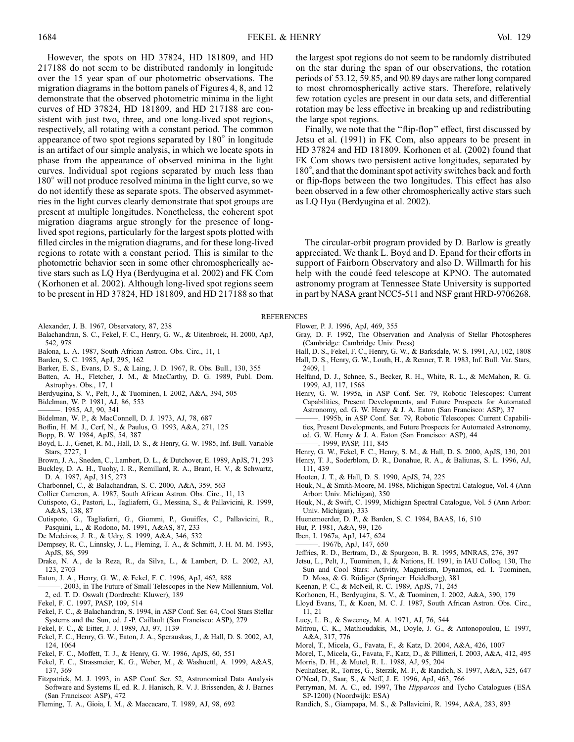However, the spots on HD 37824, HD 181809, and HD 217188 do not seem to be distributed randomly in longitude over the 15 year span of our photometric observations. The migration diagrams in the bottom panels of Figures 4, 8, and 12 demonstrate that the observed photometric minima in the light curves of HD 37824, HD 181809, and HD 217188 are consistent with just two, three, and one long-lived spot regions, respectively, all rotating with a constant period. The common appearance of two spot regions separated by 180° in longitude is an artifact of our simple analysis, in which we locate spots in phase from the appearance of observed minima in the light curves. Individual spot regions separated by much less than 180° will not produce resolved minima in the light curve, so we do not identify these as separate spots. The observed asymmetries in the light curves clearly demonstrate that spot groups are present at multiple longitudes. Nonetheless, the coherent spot migration diagrams argue strongly for the presence of long-lived spot regions, particularly for the largest spots plotted with filled circles in the migration diagrams, and for these long-lived regions to rotate with a constant period. This is similar to the photometric behavior seen in some other chromospherically active stars such as LQ Hya (Berdyugina et al. 2002) and FK Com (Korhonen et al. 2002). Although long-lived spot regions seem to be present in HD 37824, HD 181809, and HD 217188 so that the largest spot regions do not seem to be randomly distributed on the star during the span of our observations, the rotation periods of 53.12, 59.85, and 90.89 days are rather long compared to most chromospherically active stars. Therefore, relatively few rotation cycles are present in our data sets, and differential rotation may be less effective in breaking up and redistributing the large spot regions.

Finally, we note that the "flip-flop" effect, first discussed by Jetsu et al. (1991) in FK Com, also appears to be present in HD 37824 and HD 181809. Korhonen et al. (2002) found that FK Com shows two persistent active longitudes, separated by 180°, and that the dominant spot activity switches back and forth or flip-flops between the two longitudes. This effect has also been observed in a few other chromospherically active stars such as LQ Hya (Berdyugina et al. 2002).

The circular-orbit program provided by D. Barlow is greatly appreciated. We thank L. Boyd and D. Epand for their efforts in support of Fairborn Observatory and also D. Willmarth for his help with the coudé feed telescope at KPNO. The automated astronomy program at Tennessee State University is supported in part by NASA grant NCC5-511 and NSF grant HRD-9706268.

## REFERENCES

Alexander, J. B. 1967, Observatory, 87, 238
Balachandran, S. C., Fekel, F. C., Henry, G. W., & Uitenbroek, H. 2000, ApJ, 542, 978
Balona, L. A. 1987, South African Astron. Obs. Circ., 11, 1
Barden, S. C. 1985, ApJ, 295, 162
Barker, E. S., Evans, D. S., & Laing, J. D. 1967, R. Obs. Bull., 130, 355
Batten, A. H., Fletcher, J. M., & MacCarthy, D. G. 1989, Publ. Dom. Astrophys. Obs., 17, 1
Berdyugina, S. V., Pelt, J., & Tuominen, I. 2002, A&A, 394, 505
Bidelman, W. P. 1981, AJ, 86, 553
———. 1985, AJ, 90, 341
Bidelman, W. P., & MacConnell, D. J. 1973, AJ, 78, 687
Boffin, H. M. J., Cerf, N., & Paulus, G. 1993, A&A, 271, 125
Bopp, B. W. 1984, ApJS, 54, 387
Boyd, L. J., Genet, R. M., Hall, D. S., & Henry, G. W. 1985, Inf. Bull. Variable Stars, 2727, 1
Brown, J. A., Sneden, C., Lambert, D. L., & Dutchover, E. 1989, ApJS, 71, 293
Buckley, D. A. H., Tuohy, I. R., Remillard, R. A., Brant, H. V., & Schwartz, D. A. 1987, ApJ, 315, 273
Charbonnel, C., & Balachandran, S. C. 2000, A&A, 359, 563
Collier Cameron, A. 1987, South African Astron. Obs. Circ., 11, 13
Cutispoto, G., Pastori, L., Tagliaferri, G., Messina, S., & Pallavicini, R. 1999, A&AS, 138, 87
Cutispoto, G., Tagliaferri, G., Giommi, P., Gouiffes, C., Pallavicini, R., Pasquini, L., & Rodono, M. 1991, A&AS, 87, 233
De Medeiros, J. R., & Udry, S. 1999, A&A, 346, 532
Dempsey, R. C., Linnsky, J. L., Fleming, T. A., & Schmitt, J. H. M. M. 1993, ApJS, 86, 599
Drake, N. A., de la Reza, R., da Silva, L., & Lambert, D. L. 2002, AJ, 123, 2703
Eaton, J. A., Henry, G. W., & Fekel, F. C. 1996, ApJ, 462, 888
———. 2003, in The Future of Small Telescopes in the New Millennium, Vol. 2, ed. T. D. Oswalt (Dordrecht: Kluwer), 189
Fekel, F. C. 1997, PASP, 109, 514
Fekel, F. C., & Balachandran, S. 1994, in ASP Conf. Ser. 64, Cool Stars Stellar Systems and the Sun, ed. J.-P. Caillault (San Francisco: ASP), 279
Fekel, F. C., & Eitter, J. J. 1989, AJ, 97, 1139
Fekel, F. C., Henry, G. W., Eaton, J. A., Sperauskas, J., & Hall, D. S. 2002, AJ, 124, 1064
Fekel, F. C., Moffett, T. J., & Henry, G. W. 1986, ApJS, 60, 551
Fekel, F. C., Strassmeier, K. G., Weber, M., & Washuettl, A. 1999, A&AS, 137, 369
Fitzpatrick, M. J. 1993, in ASP Conf. Ser. 52, Astronomical Data Analysis Software and Systems II, ed. R. J. Hanisch, R. V. J. Brissenden, & J. Barnes (San Francisco: ASP), 472
Fleming, T. A., Gioia, I. M., & Maccacaro, T. 1989, AJ, 98, 692
Flower, P. J. 1996, ApJ, 469, 355
Gray, D. F. 1992, The Observation and Analysis of Stellar Photospheres (Cambridge: Cambridge Univ. Press)
Hall, D. S., Fekel, F. C., Henry, G. W., & Barksdale, W. S. 1991, AJ, 102, 1808
Hall, D. S., Henry, G. W., Louth, H., & Renner, T. R. 1983, Inf. Bull. Var. Stars, 2409, 1
Helfand, D. J., Schnee, S., Becker, R. H., White, R. L., & McMahon, R. G. 1999, AJ, 117, 1568
Henry, G. W. 1995a, in ASP Conf. Ser. 79, Robotic Telescopes: Current Capabilities, Present Developments, and Future Prospects for Automated Astronomy, ed. G. W. Henry & J. A. Eaton (San Francisco: ASP), 37
———. 1995b, in ASP Conf. Ser. 79, Robotic Telescopes: Current Capabilities, Present Developments, and Future Prospects for Automated Astronomy, ed. G. W. Henry & J. A. Eaton (San Francisco: ASP), 44
———. 1999, PASP, 111, 845
Henry, G. W., Fekel, F. C., Henry, S. M., & Hall, D. S. 2000, ApJS, 130, 201
Henry, T. J., Soderblom, D. R., Donahue, R. A., & Baliunas, S. L. 1996, AJ, 111, 439
Hooten, J. T., & Hall, D. S. 1990, ApJS, 74, 225
Houk, N., & Smith-Moore, M. 1988, Michigan Spectral Catalogue, Vol. 4 (Ann Arbor: Univ. Michigan), 350
Houk, N., & Swift, C. 1999, Michigan Spectral Catalogue, Vol. 5 (Ann Arbor: Univ. Michigan), 333
Huenemoerder, D. P., & Barden, S. C. 1984, BAAS, 16, 510
Hut, P. 1981, A&A, 99, 126
Iben, I. 1967a, ApJ, 147, 624
———. 1967b, ApJ, 147, 650
Jeffries, R. D., Bertram, D., & Spurgeon, B. R. 1995, MNRAS, 276, 397
Jetsu, L., Pelt, J., Tuominen, I., & Nations, H. 1991, in IAU Colloq. 130, The Sun and Cool Stars: Activity, Magnetism, Dynamos, ed. I. Tuominen, D. Moss, & G. Rüdiger (Springer: Heidelberg), 381
Keenan, P. C., & McNeil, R. C. 1989, ApJS, 71, 245
Korhonen, H., Berdyugina, S. V., & Tuominen, I. 2002, A&A, 390, 179
Lloyd Evans, T., & Koen, M. C. J. 1987, South African Astron. Obs. Circ., 11, 21
Lucy, L. B., & Sweeney, M. A. 1971, AJ, 76, 544
Mitrou, C. K., Mathioudakis, M., Doyle, J. G., & Antonopoulou, E. 1997, A&A, 317, 776
Morel, T., Micela, G., Favata, F., & Katz, D. 2004, A&A, 426, 1007
Morel, T., Micela, G., Favata, F., Katz, D., & Pillitteri, I. 2003, A&A, 412, 495
Morris, D. H., & Mutel, R. L. 1988, AJ, 95, 204
Neuhaüser, R., Torres, G., Sterzik, M. F., & Randich, S. 1997, A&A, 325, 647
O'Neal, D., Saar, S., & Neff, J. E. 1996, ApJ, 463, 766
Perryman, M. A. C., ed. 1997, The *Hipparcos* and Tycho Catalogues (ESA SP-1200) (Noordwijk: ESA)
Randich, S., Giampapa, M. S., & Pallavicini, R. 1994, A&A, 283, 893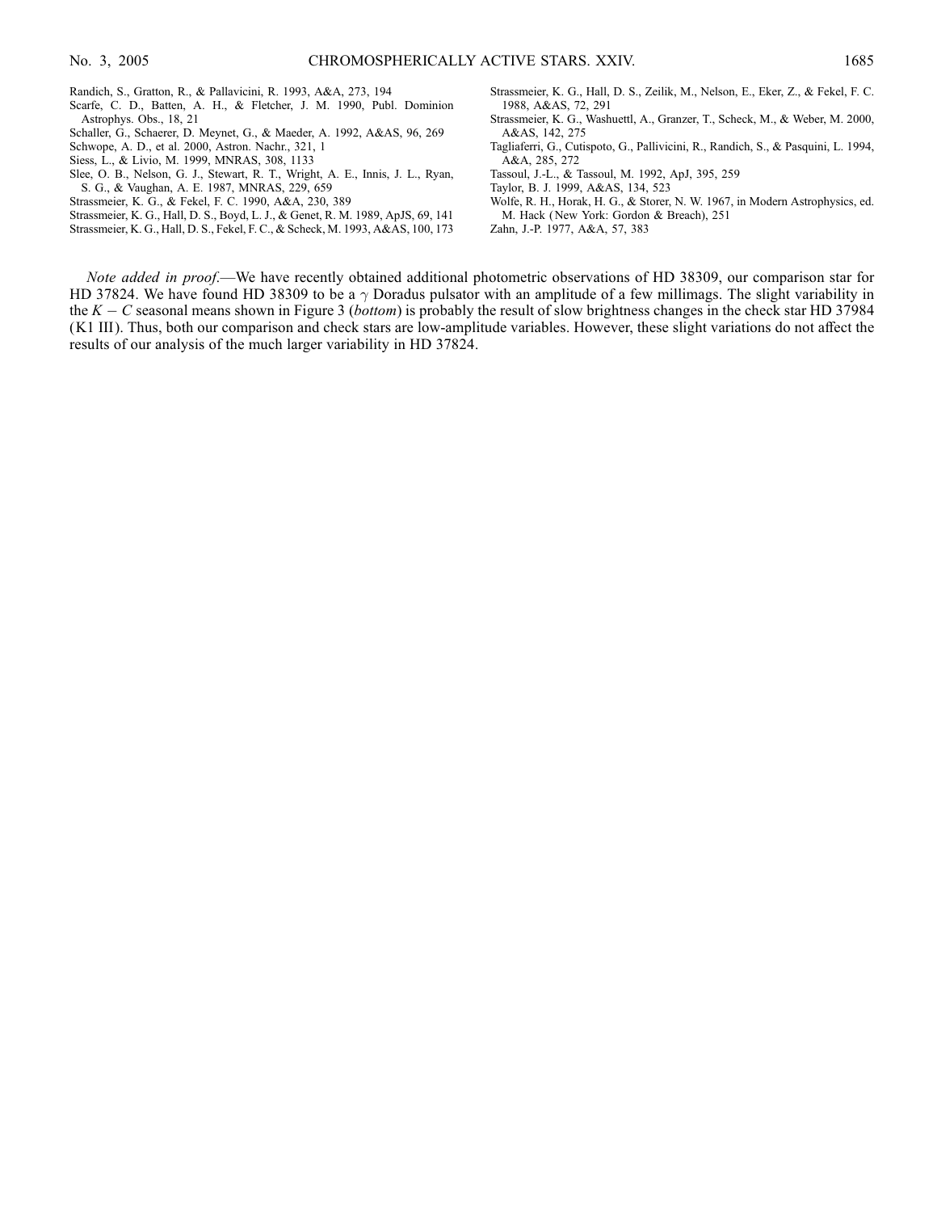Randich, S., Gratton, R., & Pallavicini, R. 1993, A&A, 273, 194

Scarfe, C. D., Batten, A. H., & Fletcher, J. M. 1990, Publ. Dominion Astrophys. Obs., 18, 21

Schaller, G., Schaerer, D. Meynet, G., & Maeder, A. 1992, A&AS, 96, 269

Schwope, A. D., et al. 2000, Astron. Nachr., 321, 1

Siess, L., & Livio, M. 1999, MNRAS, 308, 1133

Slee, O. B., Nelson, G. J., Stewart, R. T., Wright, A. E., Innis, J. L., Ryan, S. G., & Vaughan, A. E. 1987, MNRAS, 229, 659

Strassmeier, K. G., & Fekel, F. C. 1990, A&A, 230, 389

Strassmeier, K. G., Hall, D. S., Boyd, L. J., & Genet, R. M. 1989, ApJS, 69, 141

Strassmeier, K. G., Hall, D. S., Fekel, F. C., & Scheck, M. 1993, A&AS, 100, 173

Strassmeier, K. G., Hall, D. S., Zeilik, M., Nelson, E., Eker, Z., & Fekel, F. C. 1988, A&AS, 72, 291

Strassmeier, K. G., Washuettl, A., Granzer, T., Scheck, M., & Weber, M. 2000, A&AS, 142, 275

Tagliaferri, G., Cutispoto, G., Pallivicini, R., Randich, S., & Pasquini, L. 1994, A&A, 285, 272

Tassoul, J.-L., & Tassoul, M. 1992, ApJ, 395, 259

Taylor, B. J. 1999, A&AS, 134, 523

Wolfe, R. H., Horak, H. G., & Storer, N. W. 1967, in Modern Astrophysics, ed. M. Hack (New York: Gordon & Breach), 251

Zahn, J.-P. 1977, A&A, 57, 383

*Note added in proof.*—We have recently obtained additional photometric observations of HD 38309, our comparison star for HD 37824. We have found HD 38309 to be a $\gamma$ Doradus pulsator with an amplitude of a few millimags. The slight variability in the $K - C$ seasonal means shown in Figure 3 (*bottom*) is probably the result of slow brightness changes in the check star HD 37984 (K1 III). Thus, both our comparison and check stars are low-amplitude variables. However, these slight variations do not affect the results of our analysis of the much larger variability in HD 37824.